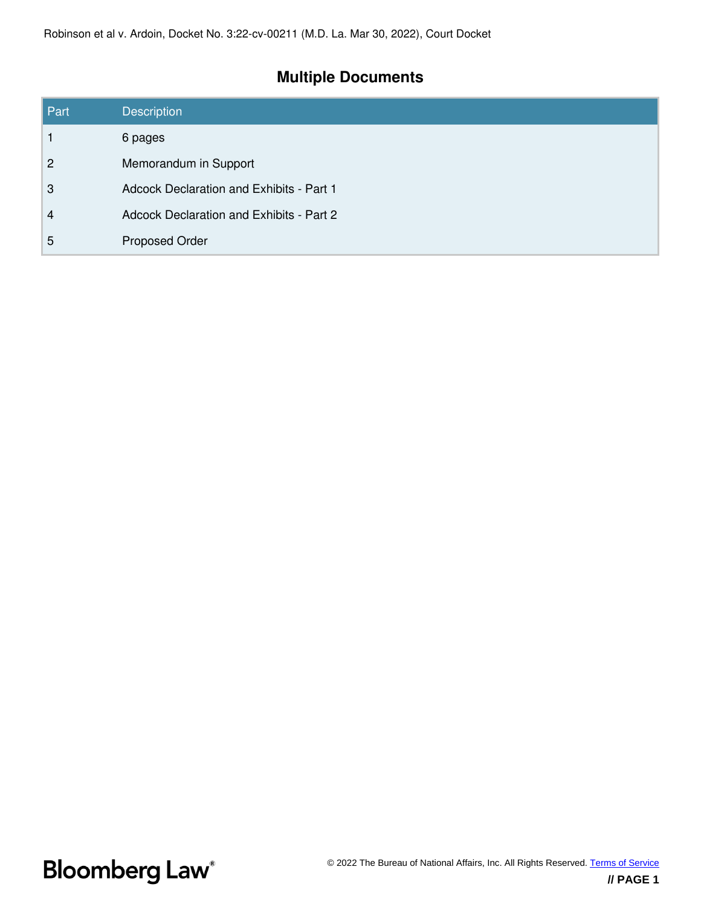Robinson et al v. Ardoin, Docket No. 3:22-cv-00211 (M.D. La. Mar 30, 2022), Court Docket

## Multiple Documents

| Part | Description |
|---|---|
| 1 | 6 pages |
| 2 | Memorandum in Support |
| 3 | Adcock Declaration and Exhibits - Part 1 |
| 4 | Adcock Declaration and Exhibits - Part 2 |
| 5 | Proposed Order |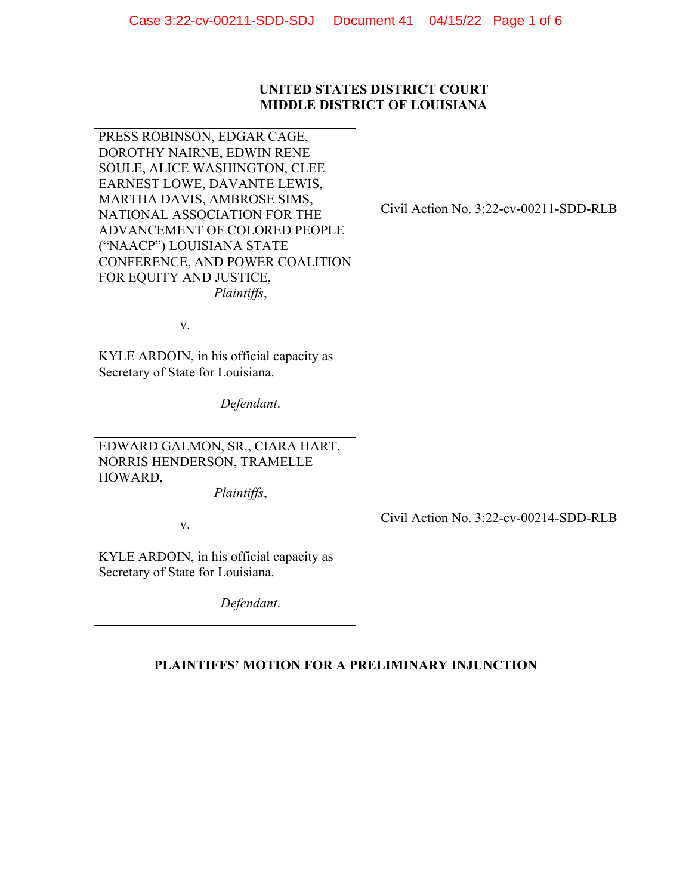**UNITED STATES DISTRICT COURT**
**MIDDLE DISTRICT OF LOUISIANA**

| | |
|---|---|
| PRESS ROBINSON, EDGAR CAGE, DOROTHY NAIRNE, EDWIN RENE SOULE, ALICE WASHINGTON, CLEE EARNEST LOWE, DAVANTE LEWIS, MARTHA DAVIS, AMBROSE SIMS, NATIONAL ASSOCIATION FOR THE ADVANCEMENT OF COLORED PEOPLE ("NAACP") LOUISIANA STATE CONFERENCE, AND POWER COALITION FOR EQUITY AND JUSTICE, *Plaintiffs*, v. KYLE ARDOIN, in his official capacity as Secretary of State for Louisiana. *Defendant*. | Civil Action No. 3:22-cv-00211-SDD-RLB |
| EDWARD GALMON, SR., CIARA HART, NORRIS HENDERSON, TRAMELLE HOWARD, *Plaintiffs*, v. KYLE ARDOIN, in his official capacity as Secretary of State for Louisiana. *Defendant*. | Civil Action No. 3:22-cv-00214-SDD-RLB |

**PLAINTIFFS' MOTION FOR A PRELIMINARY INJUNCTION**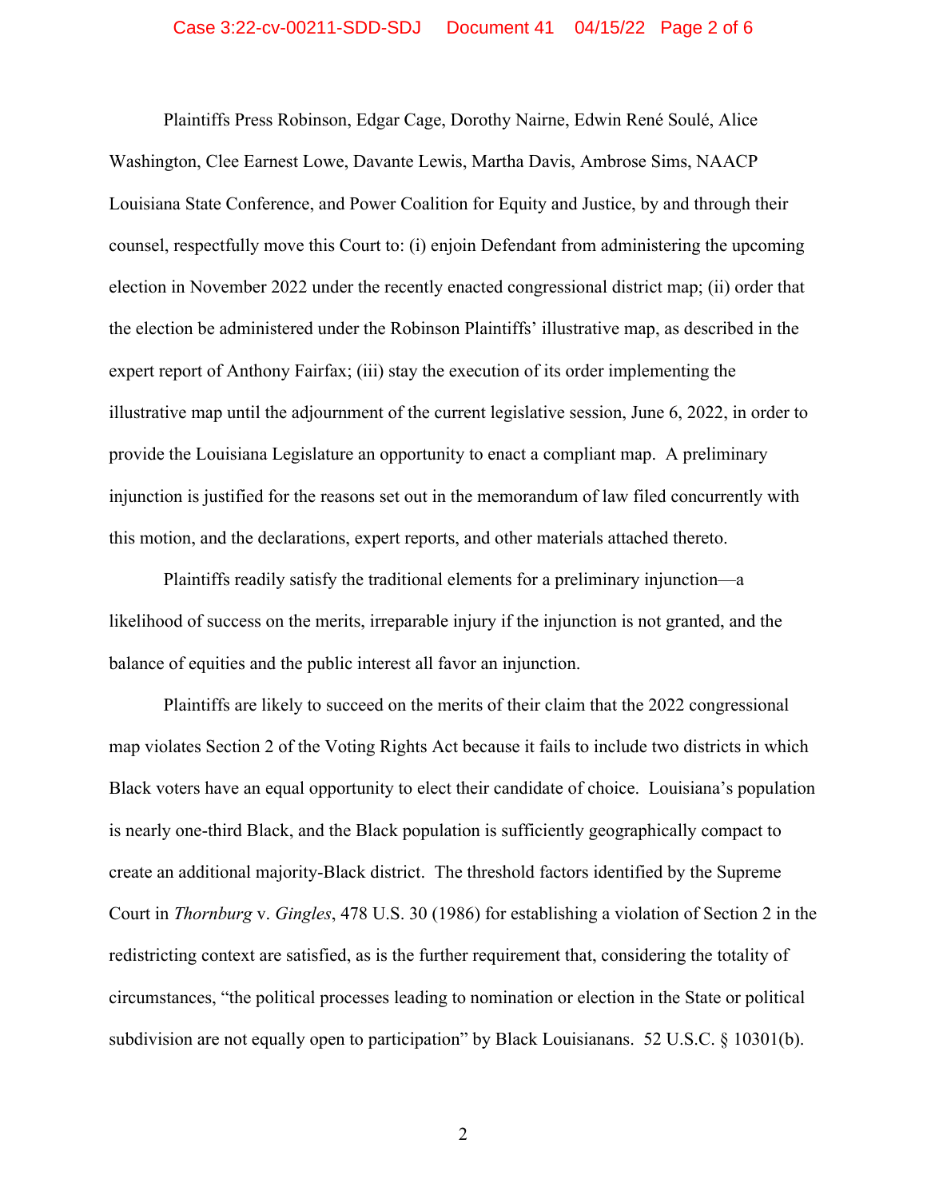Plaintiffs Press Robinson, Edgar Cage, Dorothy Nairne, Edwin René Soulé, Alice Washington, Clee Earnest Lowe, Davante Lewis, Martha Davis, Ambrose Sims, NAACP Louisiana State Conference, and Power Coalition for Equity and Justice, by and through their counsel, respectfully move this Court to: (i) enjoin Defendant from administering the upcoming election in November 2022 under the recently enacted congressional district map; (ii) order that the election be administered under the Robinson Plaintiffs' illustrative map, as described in the expert report of Anthony Fairfax; (iii) stay the execution of its order implementing the illustrative map until the adjournment of the current legislative session, June 6, 2022, in order to provide the Louisiana Legislature an opportunity to enact a compliant map. A preliminary injunction is justified for the reasons set out in the memorandum of law filed concurrently with this motion, and the declarations, expert reports, and other materials attached thereto.

Plaintiffs readily satisfy the traditional elements for a preliminary injunction—a likelihood of success on the merits, irreparable injury if the injunction is not granted, and the balance of equities and the public interest all favor an injunction.

Plaintiffs are likely to succeed on the merits of their claim that the 2022 congressional map violates Section 2 of the Voting Rights Act because it fails to include two districts in which Black voters have an equal opportunity to elect their candidate of choice. Louisiana's population is nearly one-third Black, and the Black population is sufficiently geographically compact to create an additional majority-Black district. The threshold factors identified by the Supreme Court in *Thornburg* v. *Gingles*, 478 U.S. 30 (1986) for establishing a violation of Section 2 in the redistricting context are satisfied, as is the further requirement that, considering the totality of circumstances, "the political processes leading to nomination or election in the State or political subdivision are not equally open to participation" by Black Louisianans. 52 U.S.C. § 10301(b).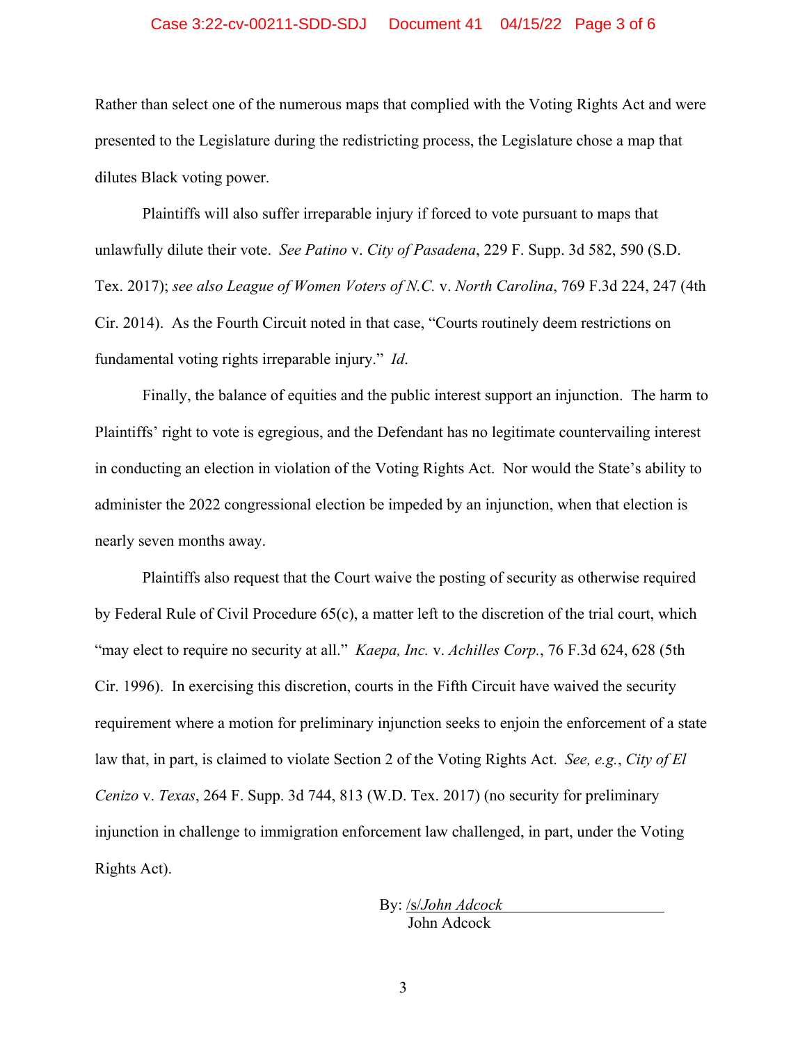Rather than select one of the numerous maps that complied with the Voting Rights Act and were presented to the Legislature during the redistricting process, the Legislature chose a map that dilutes Black voting power.

Plaintiffs will also suffer irreparable injury if forced to vote pursuant to maps that unlawfully dilute their vote. *See Patino* v. *City of Pasadena*, 229 F. Supp. 3d 582, 590 (S.D. Tex. 2017); *see also League of Women Voters of N.C.* v. *North Carolina*, 769 F.3d 224, 247 (4th Cir. 2014). As the Fourth Circuit noted in that case, "Courts routinely deem restrictions on fundamental voting rights irreparable injury." *Id*.

Finally, the balance of equities and the public interest support an injunction. The harm to Plaintiffs' right to vote is egregious, and the Defendant has no legitimate countervailing interest in conducting an election in violation of the Voting Rights Act. Nor would the State's ability to administer the 2022 congressional election be impeded by an injunction, when that election is nearly seven months away.

Plaintiffs also request that the Court waive the posting of security as otherwise required by Federal Rule of Civil Procedure 65(c), a matter left to the discretion of the trial court, which "may elect to require no security at all." *Kaepa, Inc.* v. *Achilles Corp.*, 76 F.3d 624, 628 (5th Cir. 1996). In exercising this discretion, courts in the Fifth Circuit have waived the security requirement where a motion for preliminary injunction seeks to enjoin the enforcement of a state law that, in part, is claimed to violate Section 2 of the Voting Rights Act. *See, e.g.*, *City of El Cenizo* v. *Texas*, 264 F. Supp. 3d 744, 813 (W.D. Tex. 2017) (no security for preliminary injunction in challenge to immigration enforcement law challenged, in part, under the Voting Rights Act).

By: /s/*John Adcock*
John Adcock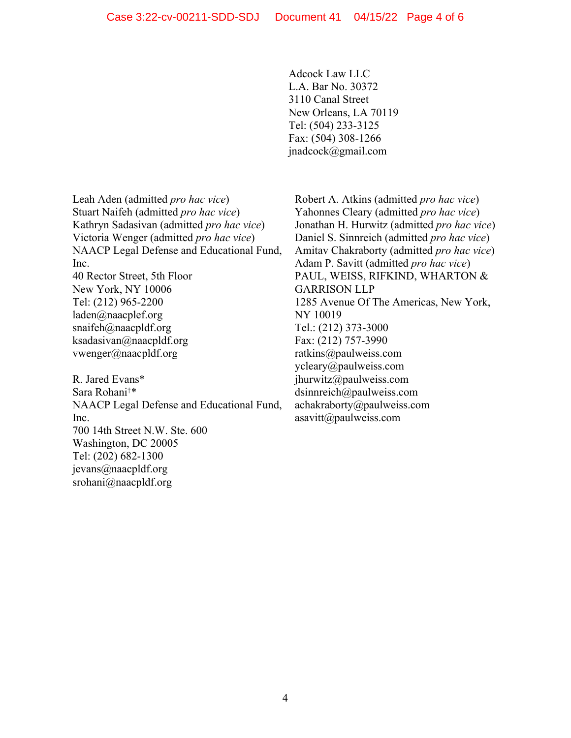Adcock Law LLC
L.A. Bar No. 30372
3110 Canal Street
New Orleans, LA 70119
Tel: (504) 233-3125
Fax: (504) 308-1266
jnadcock@gmail.com

Leah Aden (admitted *pro hac vice*)
Stuart Naifeh (admitted *pro hac vice*)
Kathryn Sadasivan (admitted *pro hac vice*)
Victoria Wenger (admitted *pro hac vice*)
NAACP Legal Defense and Educational Fund, Inc.
40 Rector Street, 5th Floor
New York, NY 10006
Tel: (212) 965-2200
laden@naacplef.org
snaifeh@naacpldf.org
ksadasivan@naacpldf.org
vwenger@naacpldf.org

R. Jared Evans*
Sara Rohani†*
NAACP Legal Defense and Educational Fund, Inc.
700 14th Street N.W. Ste. 600
Washington, DC 20005
Tel: (202) 682-1300
jevans@naacpldf.org
srohani@naacpldf.org

Robert A. Atkins (admitted *pro hac vice*)
Yahonnes Cleary (admitted *pro hac vice*)
Jonathan H. Hurwitz (admitted *pro hac vice*)
Daniel S. Sinnreich (admitted *pro hac vice*)
Amitav Chakraborty (admitted *pro hac vice*)
Adam P. Savitt (admitted *pro hac vice*)
PAUL, WEISS, RIFKIND, WHARTON & GARRISON LLP
1285 Avenue Of The Americas, New York, NY 10019
Tel.: (212) 373-3000
Fax: (212) 757-3990
ratkins@paulweiss.com
ycleary@paulweiss.com
jhurwitz@paulweiss.com
dsinnreich@paulweiss.com
achakraborty@paulweiss.com
asavitt@paulweiss.com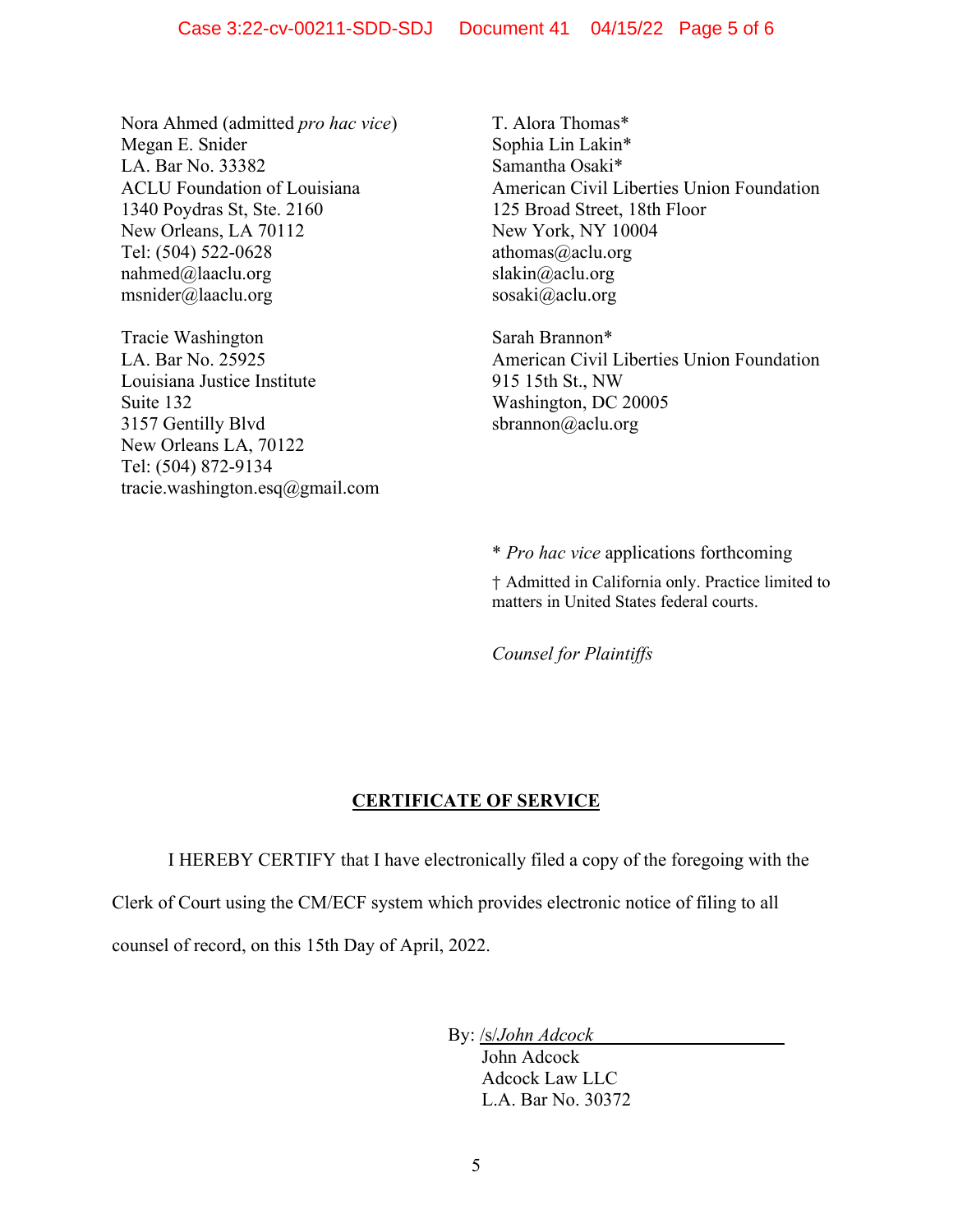Nora Ahmed (admitted *pro hac vice*)
Megan E. Snider
LA. Bar No. 33382
ACLU Foundation of Louisiana
1340 Poydras St, Ste. 2160
New Orleans, LA 70112
Tel: (504) 522-0628
nahmed@laaclu.org
msnider@laaclu.org

Tracie Washington
LA. Bar No. 25925
Louisiana Justice Institute
Suite 132
3157 Gentilly Blvd
New Orleans LA, 70122
Tel: (504) 872-9134
tracie.washington.esq@gmail.com

T. Alora Thomas*
Sophia Lin Lakin*
Samantha Osaki*
American Civil Liberties Union Foundation
125 Broad Street, 18th Floor
New York, NY 10004
athomas@aclu.org
slakin@aclu.org
sosaki@aclu.org

Sarah Brannon*
American Civil Liberties Union Foundation
915 15th St., NW
Washington, DC 20005
sbrannon@aclu.org

\* *Pro hac vice* applications forthcoming

† Admitted in California only. Practice limited to matters in United States federal courts.

*Counsel for Plaintiffs*

## CERTIFICATE OF SERVICE

I HEREBY CERTIFY that I have electronically filed a copy of the foregoing with the Clerk of Court using the CM/ECF system which provides electronic notice of filing to all counsel of record, on this 15th Day of April, 2022.

By: /s/*John Adcock*
John Adcock
Adcock Law LLC
L.A. Bar No. 30372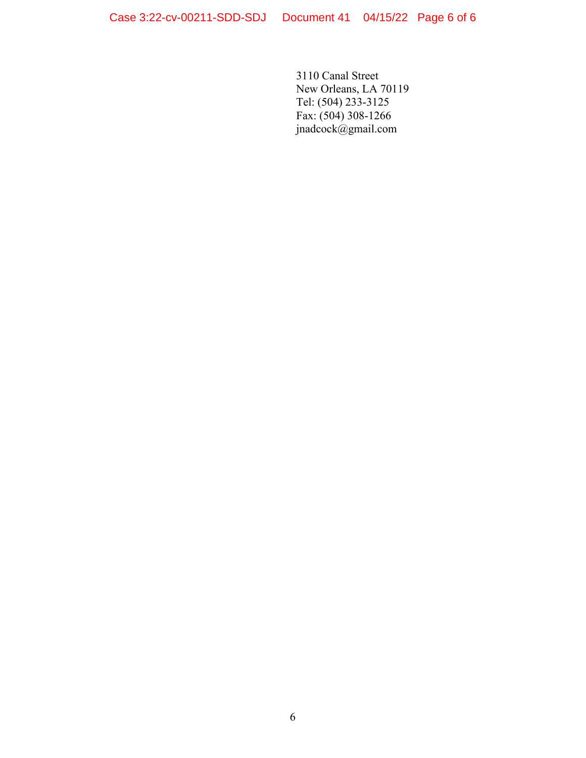3110 Canal Street
New Orleans, LA 70119
Tel: (504) 233-3125
Fax: (504) 308-1266
jnadcock@gmail.com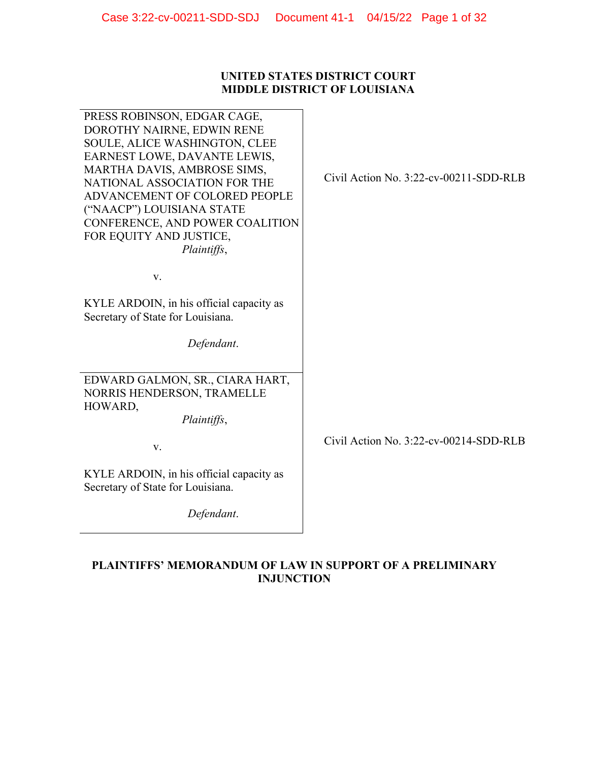**UNITED STATES DISTRICT COURT**
**MIDDLE DISTRICT OF LOUISIANA**

| | |
|---|---|
| PRESS ROBINSON, EDGAR CAGE, DOROTHY NAIRNE, EDWIN RENE SOULE, ALICE WASHINGTON, CLEE EARNEST LOWE, DAVANTE LEWIS, MARTHA DAVIS, AMBROSE SIMS, NATIONAL ASSOCIATION FOR THE ADVANCEMENT OF COLORED PEOPLE ("NAACP") LOUISIANA STATE CONFERENCE, AND POWER COALITION FOR EQUITY AND JUSTICE, *Plaintiffs*, v. KYLE ARDOIN, in his official capacity as Secretary of State for Louisiana. *Defendant*. | Civil Action No. 3:22-cv-00211-SDD-RLB |
| EDWARD GALMON, SR., CIARA HART, NORRIS HENDERSON, TRAMELLE HOWARD, *Plaintiffs*, v. KYLE ARDOIN, in his official capacity as Secretary of State for Louisiana. *Defendant*. | Civil Action No. 3:22-cv-00214-SDD-RLB |

**PLAINTIFFS' MEMORANDUM OF LAW IN SUPPORT OF A PRELIMINARY INJUNCTION**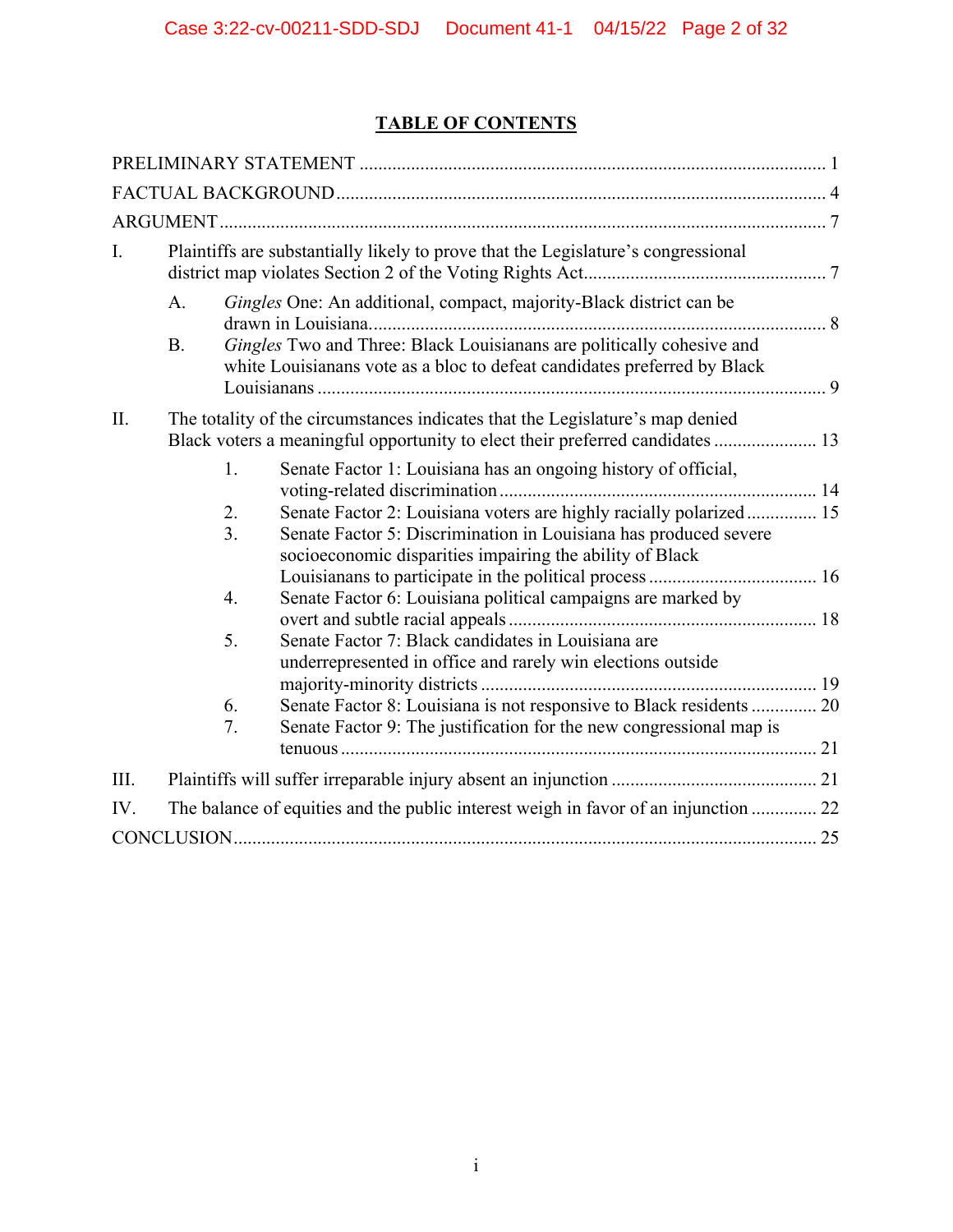# TABLE OF CONTENTS

PRELIMINARY STATEMENT ..... 1

FACTUAL BACKGROUND ..... 4

ARGUMENT ..... 7

I. Plaintiffs are substantially likely to prove that the Legislature's congressional district map violates Section 2 of the Voting Rights Act ..... 7

- A. *Gingles* One: An additional, compact, majority-Black district can be drawn in Louisiana. ..... 8
- B. *Gingles* Two and Three: Black Louisianans are politically cohesive and white Louisianans vote as a bloc to defeat candidates preferred by Black Louisianans ..... 9

II. The totality of the circumstances indicates that the Legislature's map denied Black voters a meaningful opportunity to elect their preferred candidates ..... 13

1. Senate Factor 1: Louisiana has an ongoing history of official, voting-related discrimination ..... 14
2. Senate Factor 2: Louisiana voters are highly racially polarized ..... 15
3. Senate Factor 5: Discrimination in Louisiana has produced severe socioeconomic disparities impairing the ability of Black Louisianans to participate in the political process ..... 16
4. Senate Factor 6: Louisiana political campaigns are marked by overt and subtle racial appeals ..... 18
5. Senate Factor 7: Black candidates in Louisiana are underrepresented in office and rarely win elections outside majority-minority districts ..... 19
6. Senate Factor 8: Louisiana is not responsive to Black residents ..... 20
7. Senate Factor 9: The justification for the new congressional map is tenuous ..... 21

III. Plaintiffs will suffer irreparable injury absent an injunction ..... 21

IV. The balance of equities and the public interest weigh in favor of an injunction ..... 22

CONCLUSION ..... 25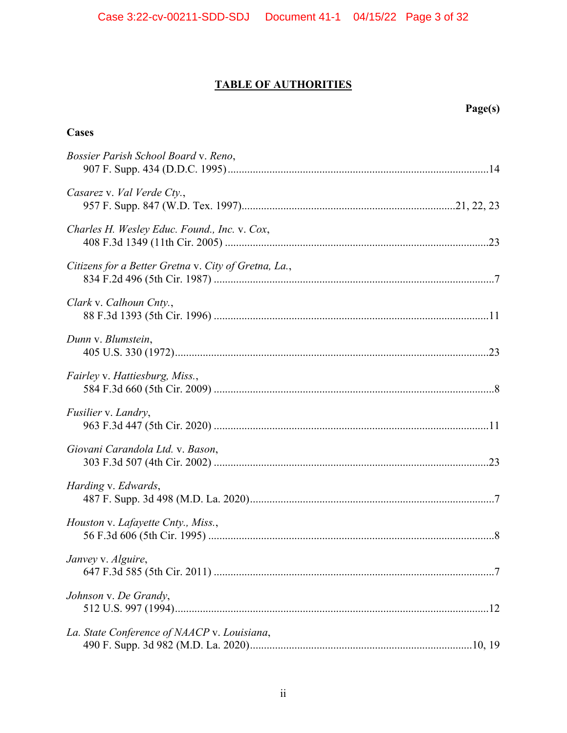# TABLE OF AUTHORITIES

**Page(s)**

**Cases**

*Bossier Parish School Board* v. *Reno*,
907 F. Supp. 434 (D.D.C. 1995) ....................................................................................14

*Casarez* v. *Val Verde Cty.*,
957 F. Supp. 847 (W.D. Tex. 1997)....................................................................21, 22, 23

*Charles H. Wesley Educ. Found., Inc.* v. *Cox*,
408 F.3d 1349 (11th Cir. 2005) .......................................................................................23

*Citizens for a Better Gretna* v. *City of Gretna, La.*,
834 F.2d 496 (5th Cir. 1987) .............................................................................................7

*Clark* v. *Calhoun Cnty.*,
88 F.3d 1393 (5th Cir. 1996) ...........................................................................................11

*Dunn* v. *Blumstein*,
405 U.S. 330 (1972)..........................................................................................................23

*Fairley* v. *Hattiesburg, Miss.*,
584 F.3d 660 (5th Cir. 2009) .............................................................................................8

*Fusilier* v. *Landry*,
963 F.3d 447 (5th Cir. 2020) ...........................................................................................11

*Giovani Carandola Ltd.* v. *Bason*,
303 F.3d 507 (4th Cir. 2002) ...........................................................................................23

*Harding* v. *Edwards*,
487 F. Supp. 3d 498 (M.D. La. 2020).................................................................................7

*Houston* v. *Lafayette Cnty., Miss.*,
56 F.3d 606 (5th Cir. 1995) ...............................................................................................8

*Janvey* v. *Alguire*,
647 F.3d 585 (5th Cir. 2011) .............................................................................................7

*Johnson* v. *De Grandy*,
512 U.S. 997 (1994)..........................................................................................................12

*La. State Conference of NAACP* v. *Louisiana*,
490 F. Supp. 3d 982 (M.D. La. 2020)........................................................................10, 19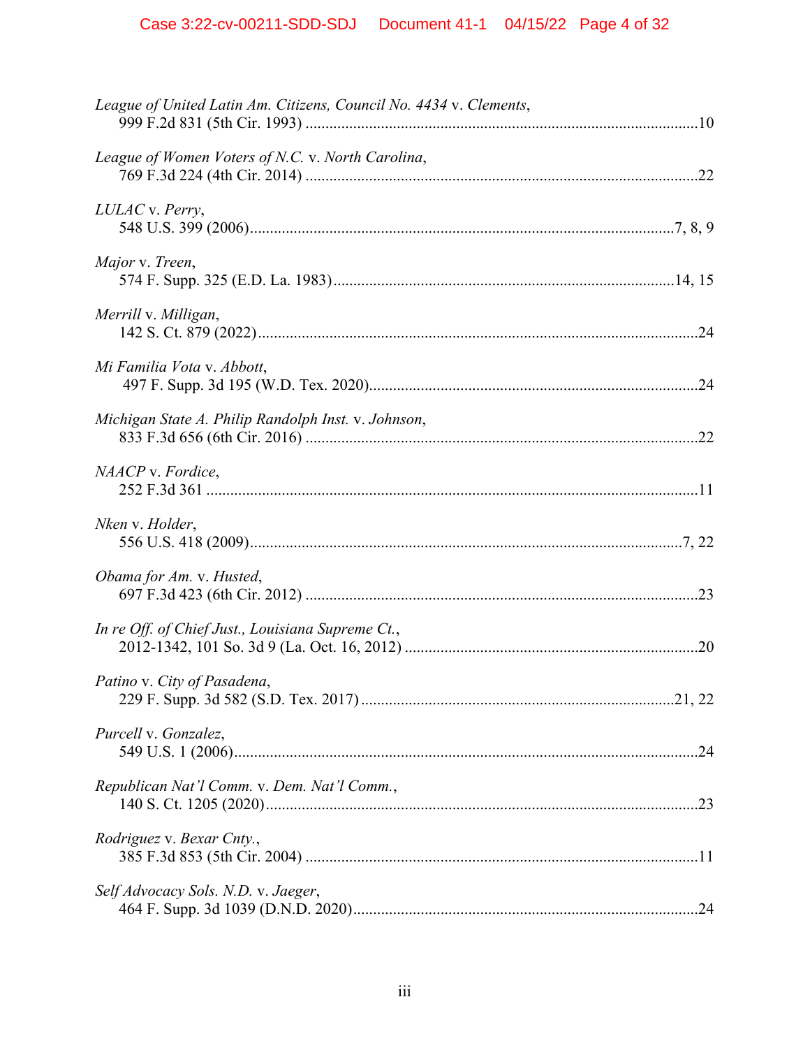*League of United Latin Am. Citizens, Council No. 4434* v. *Clements*,
999 F.2d 831 (5th Cir. 1993) ....................................................................................................10

*League of Women Voters of N.C.* v. *North Carolina*,
769 F.3d 224 (4th Cir. 2014) ....................................................................................................22

*LULAC* v. *Perry*,
548 U.S. 399 (2006)............................................................................................................7, 8, 9

*Major* v. *Treen*,
574 F. Supp. 325 (E.D. La. 1983)......................................................................................14, 15

*Merrill* v. *Milligan*,
142 S. Ct. 879 (2022)..............................................................................................................24

*Mi Familia Vota* v. *Abbott*,
497 F. Supp. 3d 195 (W.D. Tex. 2020)...................................................................................24

*Michigan State A. Philip Randolph Inst.* v. *Johnson*,
833 F.3d 656 (6th Cir. 2016) ...................................................................................................22

*NAACP* v. *Fordice*,
252 F.3d 361 ..........................................................................................................................11

*Nken* v. *Holder*,
556 U.S. 418 (2009)............................................................................................................7, 22

*Obama for Am.* v. *Husted*,
697 F.3d 423 (6th Cir. 2012) ...................................................................................................23

*In re Off. of Chief Just., Louisiana Supreme Ct.*,
2012-1342, 101 So. 3d 9 (La. Oct. 16, 2012) ..........................................................................20

*Patino* v. *City of Pasadena*,
229 F. Supp. 3d 582 (S.D. Tex. 2017) ...............................................................................21, 22

*Purcell* v. *Gonzalez*,
549 U.S. 1 (2006)....................................................................................................................24

*Republican Nat'l Comm.* v. *Dem. Nat'l Comm.*,
140 S. Ct. 1205 (2020)............................................................................................................23

*Rodriguez* v. *Bexar Cnty.*,
385 F.3d 853 (5th Cir. 2004) ...................................................................................................11

*Self Advocacy Sols. N.D.* v. *Jaeger*,
464 F. Supp. 3d 1039 (D.N.D. 2020).......................................................................................24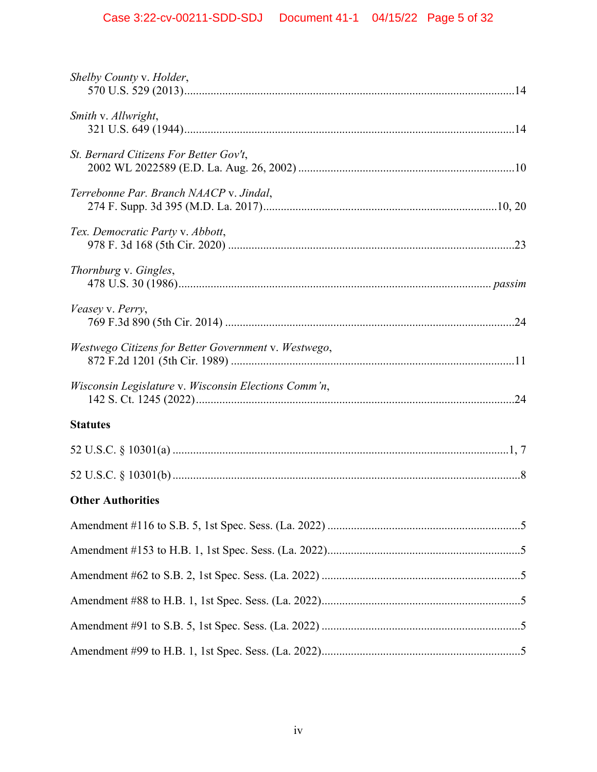*Shelby County* v. *Holder*,
570 U.S. 529 (2013)....................................................................................................14

*Smith* v. *Allwright*,
321 U.S. 649 (1944)....................................................................................................14

*St. Bernard Citizens For Better Gov't*,
2002 WL 2022589 (E.D. La. Aug. 26, 2002) ..............................................................10

*Terrebonne Par. Branch NAACP* v. *Jindal*,
274 F. Supp. 3d 395 (M.D. La. 2017)......................................................................10, 20

*Tex. Democratic Party* v. *Abbott*,
978 F. 3d 168 (5th Cir. 2020) ......................................................................................23

*Thornburg* v. *Gingles*,
478 U.S. 30 (1986)................................................................................................ *passim*

*Veasey* v. *Perry*,
769 F.3d 890 (5th Cir. 2014) .......................................................................................24

*Westwego Citizens for Better Government* v. *Westwego*,
872 F.2d 1201 (5th Cir. 1989) ......................................................................................11

*Wisconsin Legislature* v. *Wisconsin Elections Comm'n*,
142 S. Ct. 1245 (2022)..................................................................................................24

**Statutes**

52 U.S.C. § 10301(a) ...................................................................................................1, 7

52 U.S.C. § 10301(b) ......................................................................................................8

**Other Authorities**

Amendment #116 to S.B. 5, 1st Spec. Sess. (La. 2022) .................................................5

Amendment #153 to H.B. 1, 1st Spec. Sess. (La. 2022)..................................................5

Amendment #62 to S.B. 2, 1st Spec. Sess. (La. 2022) ...................................................5

Amendment #88 to H.B. 1, 1st Spec. Sess. (La. 2022)...................................................5

Amendment #91 to S.B. 5, 1st Spec. Sess. (La. 2022) ...................................................5

Amendment #99 to H.B. 1, 1st Spec. Sess. (La. 2022)...................................................5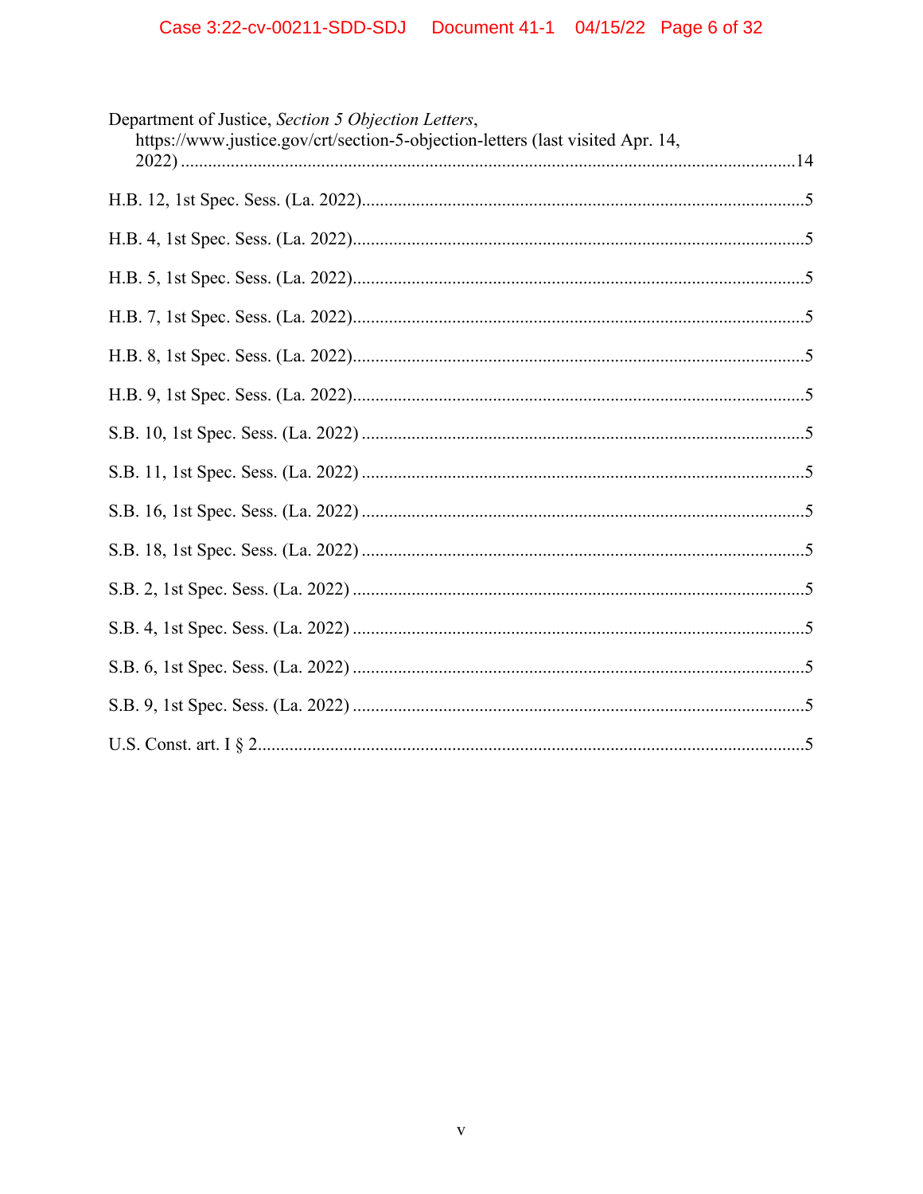Department of Justice, *Section 5 Objection Letters*, https://www.justice.gov/crt/section-5-objection-letters (last visited Apr. 14, 2022) ........................................................................................................................14

H.B. 12, 1st Spec. Sess. (La. 2022)..................................................................................5

H.B. 4, 1st Spec. Sess. (La. 2022)....................................................................................5

H.B. 5, 1st Spec. Sess. (La. 2022)....................................................................................5

H.B. 7, 1st Spec. Sess. (La. 2022)....................................................................................5

H.B. 8, 1st Spec. Sess. (La. 2022)....................................................................................5

H.B. 9, 1st Spec. Sess. (La. 2022)....................................................................................5

S.B. 10, 1st Spec. Sess. (La. 2022) ..................................................................................5

S.B. 11, 1st Spec. Sess. (La. 2022) ..................................................................................5

S.B. 16, 1st Spec. Sess. (La. 2022) ..................................................................................5

S.B. 18, 1st Spec. Sess. (La. 2022) ..................................................................................5

S.B. 2, 1st Spec. Sess. (La. 2022) ....................................................................................5

S.B. 4, 1st Spec. Sess. (La. 2022) ....................................................................................5

S.B. 6, 1st Spec. Sess. (La. 2022) ....................................................................................5

S.B. 9, 1st Spec. Sess. (La. 2022) ....................................................................................5

U.S. Const. art. I § 2.........................................................................................................5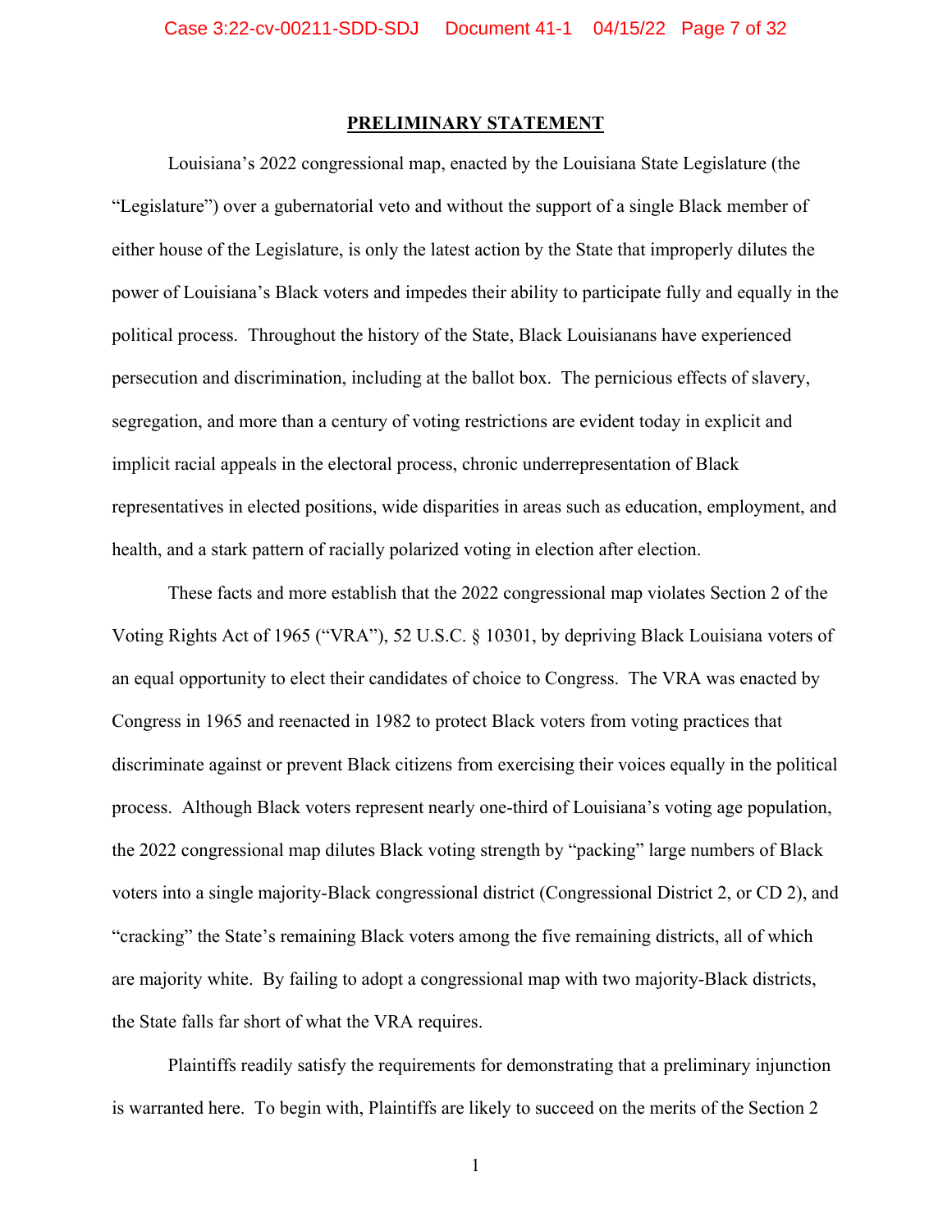## PRELIMINARY STATEMENT

Louisiana's 2022 congressional map, enacted by the Louisiana State Legislature (the "Legislature") over a gubernatorial veto and without the support of a single Black member of either house of the Legislature, is only the latest action by the State that improperly dilutes the power of Louisiana's Black voters and impedes their ability to participate fully and equally in the political process. Throughout the history of the State, Black Louisianans have experienced persecution and discrimination, including at the ballot box. The pernicious effects of slavery, segregation, and more than a century of voting restrictions are evident today in explicit and implicit racial appeals in the electoral process, chronic underrepresentation of Black representatives in elected positions, wide disparities in areas such as education, employment, and health, and a stark pattern of racially polarized voting in election after election.

These facts and more establish that the 2022 congressional map violates Section 2 of the Voting Rights Act of 1965 ("VRA"), 52 U.S.C. § 10301, by depriving Black Louisiana voters of an equal opportunity to elect their candidates of choice to Congress. The VRA was enacted by Congress in 1965 and reenacted in 1982 to protect Black voters from voting practices that discriminate against or prevent Black citizens from exercising their voices equally in the political process. Although Black voters represent nearly one-third of Louisiana's voting age population, the 2022 congressional map dilutes Black voting strength by "packing" large numbers of Black voters into a single majority-Black congressional district (Congressional District 2, or CD 2), and "cracking" the State's remaining Black voters among the five remaining districts, all of which are majority white. By failing to adopt a congressional map with two majority-Black districts, the State falls far short of what the VRA requires.

Plaintiffs readily satisfy the requirements for demonstrating that a preliminary injunction is warranted here. To begin with, Plaintiffs are likely to succeed on the merits of the Section 2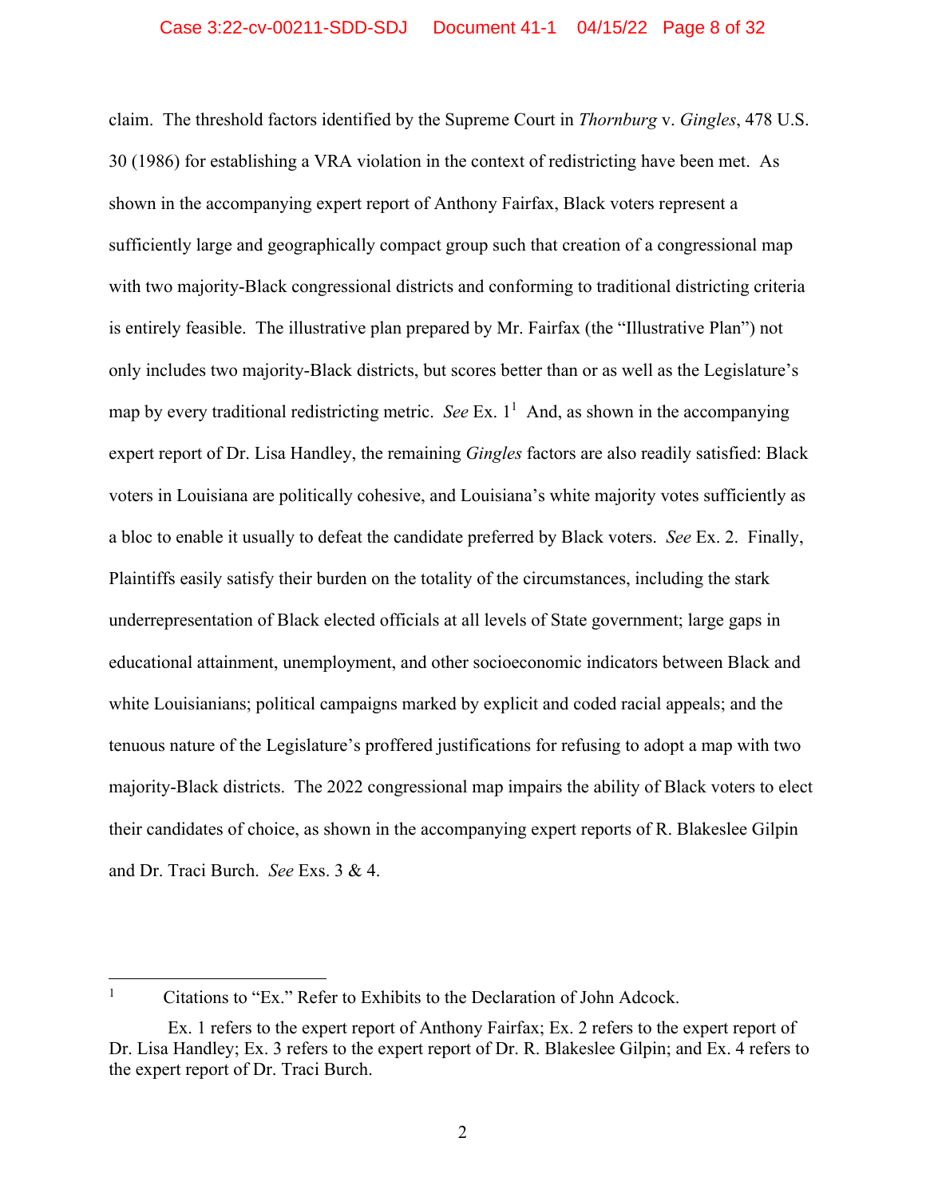claim. The threshold factors identified by the Supreme Court in *Thornburg* v. *Gingles*, 478 U.S. 30 (1986) for establishing a VRA violation in the context of redistricting have been met. As shown in the accompanying expert report of Anthony Fairfax, Black voters represent a sufficiently large and geographically compact group such that creation of a congressional map with two majority-Black congressional districts and conforming to traditional districting criteria is entirely feasible. The illustrative plan prepared by Mr. Fairfax (the "Illustrative Plan") not only includes two majority-Black districts, but scores better than or as well as the Legislature's map by every traditional redistricting metric. *See* Ex. 1[1] And, as shown in the accompanying expert report of Dr. Lisa Handley, the remaining *Gingles* factors are also readily satisfied: Black voters in Louisiana are politically cohesive, and Louisiana's white majority votes sufficiently as a bloc to enable it usually to defeat the candidate preferred by Black voters. *See* Ex. 2. Finally, Plaintiffs easily satisfy their burden on the totality of the circumstances, including the stark underrepresentation of Black elected officials at all levels of State government; large gaps in educational attainment, unemployment, and other socioeconomic indicators between Black and white Louisianians; political campaigns marked by explicit and coded racial appeals; and the tenuous nature of the Legislature's proffered justifications for refusing to adopt a map with two majority-Black districts. The 2022 congressional map impairs the ability of Black voters to elect their candidates of choice, as shown in the accompanying expert reports of R. Blakeslee Gilpin and Dr. Traci Burch. *See* Exs. 3 & 4.

---

[1] Citations to "Ex." Refer to Exhibits to the Declaration of John Adcock.

Ex. 1 refers to the expert report of Anthony Fairfax; Ex. 2 refers to the expert report of Dr. Lisa Handley; Ex. 3 refers to the expert report of Dr. R. Blakeslee Gilpin; and Ex. 4 refers to the expert report of Dr. Traci Burch.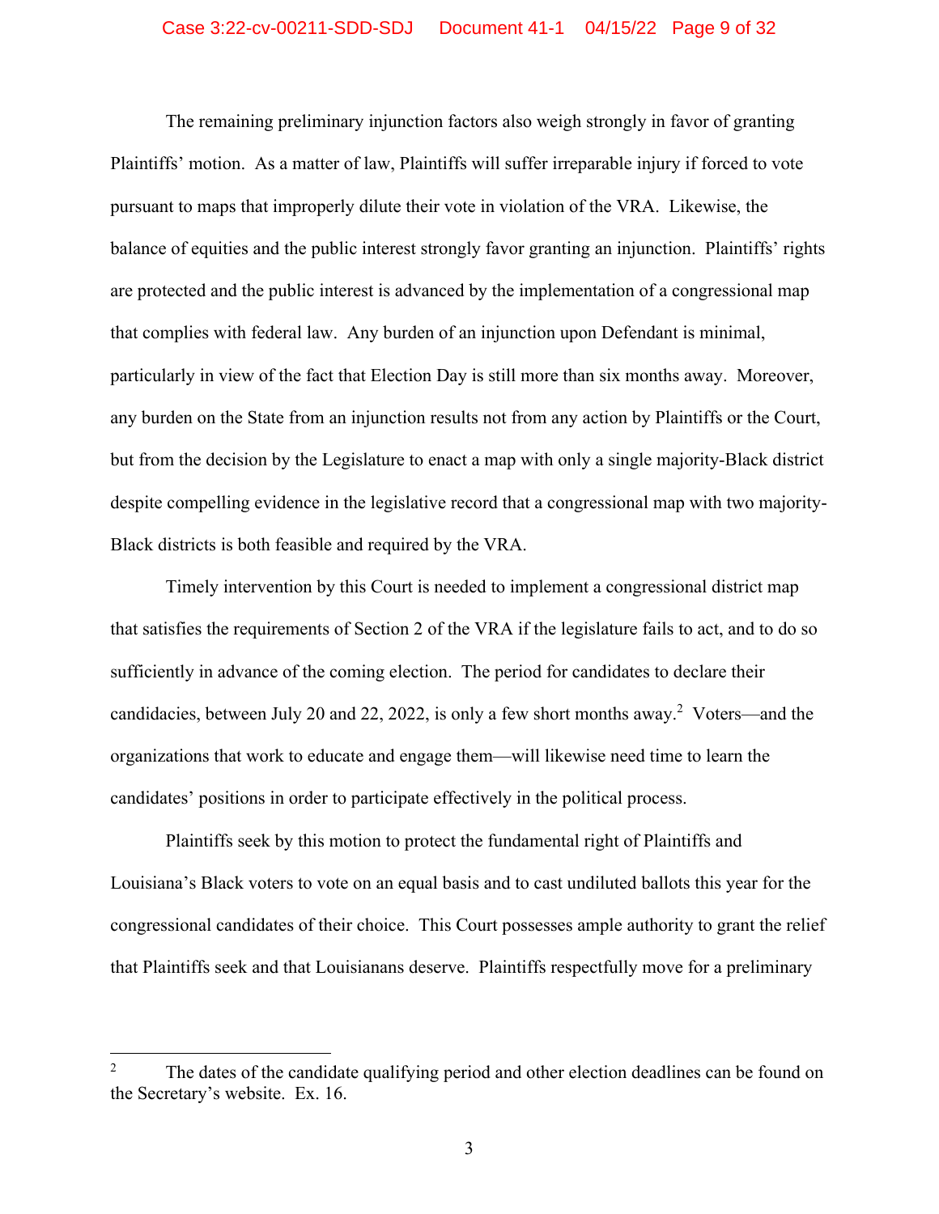The remaining preliminary injunction factors also weigh strongly in favor of granting Plaintiffs' motion. As a matter of law, Plaintiffs will suffer irreparable injury if forced to vote pursuant to maps that improperly dilute their vote in violation of the VRA. Likewise, the balance of equities and the public interest strongly favor granting an injunction. Plaintiffs' rights are protected and the public interest is advanced by the implementation of a congressional map that complies with federal law. Any burden of an injunction upon Defendant is minimal, particularly in view of the fact that Election Day is still more than six months away. Moreover, any burden on the State from an injunction results not from any action by Plaintiffs or the Court, but from the decision by the Legislature to enact a map with only a single majority-Black district despite compelling evidence in the legislative record that a congressional map with two majority-Black districts is both feasible and required by the VRA.

Timely intervention by this Court is needed to implement a congressional district map that satisfies the requirements of Section 2 of the VRA if the legislature fails to act, and to do so sufficiently in advance of the coming election. The period for candidates to declare their candidacies, between July 20 and 22, 2022, is only a few short months away.[2] Voters—and the organizations that work to educate and engage them—will likewise need time to learn the candidates' positions in order to participate effectively in the political process.

Plaintiffs seek by this motion to protect the fundamental right of Plaintiffs and Louisiana's Black voters to vote on an equal basis and to cast undiluted ballots this year for the congressional candidates of their choice. This Court possesses ample authority to grant the relief that Plaintiffs seek and that Louisianans deserve. Plaintiffs respectfully move for a preliminary

---

[2] The dates of the candidate qualifying period and other election deadlines can be found on the Secretary's website. Ex. 16.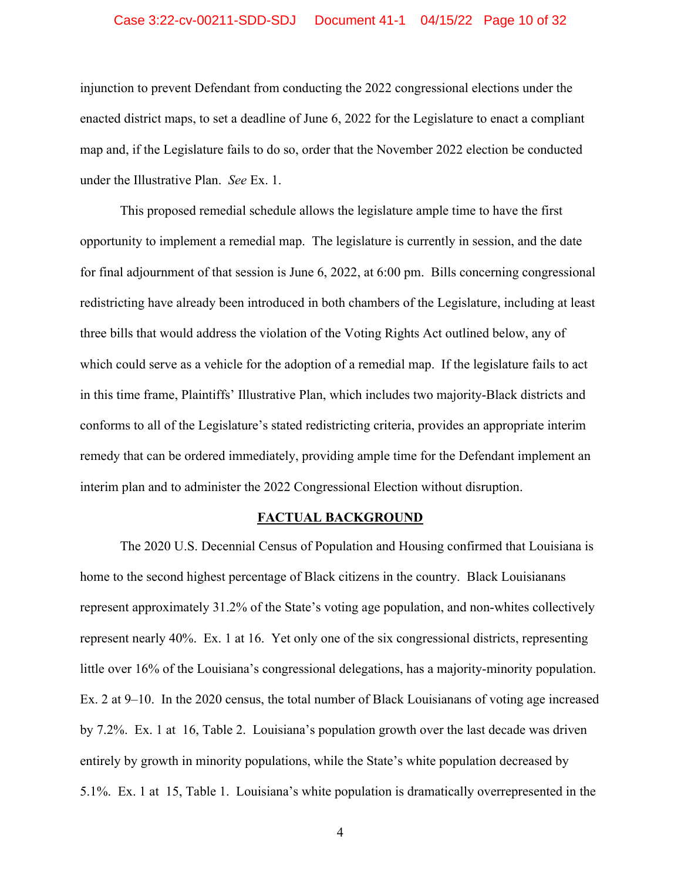injunction to prevent Defendant from conducting the 2022 congressional elections under the enacted district maps, to set a deadline of June 6, 2022 for the Legislature to enact a compliant map and, if the Legislature fails to do so, order that the November 2022 election be conducted under the Illustrative Plan. *See* Ex. 1.

This proposed remedial schedule allows the legislature ample time to have the first opportunity to implement a remedial map. The legislature is currently in session, and the date for final adjournment of that session is June 6, 2022, at 6:00 pm. Bills concerning congressional redistricting have already been introduced in both chambers of the Legislature, including at least three bills that would address the violation of the Voting Rights Act outlined below, any of which could serve as a vehicle for the adoption of a remedial map. If the legislature fails to act in this time frame, Plaintiffs' Illustrative Plan, which includes two majority-Black districts and conforms to all of the Legislature's stated redistricting criteria, provides an appropriate interim remedy that can be ordered immediately, providing ample time for the Defendant implement an interim plan and to administer the 2022 Congressional Election without disruption.

## FACTUAL BACKGROUND

The 2020 U.S. Decennial Census of Population and Housing confirmed that Louisiana is home to the second highest percentage of Black citizens in the country. Black Louisianans represent approximately 31.2% of the State's voting age population, and non-whites collectively represent nearly 40%. Ex. 1 at 16. Yet only one of the six congressional districts, representing little over 16% of the Louisiana's congressional delegations, has a majority-minority population. Ex. 2 at 9–10. In the 2020 census, the total number of Black Louisianans of voting age increased by 7.2%. Ex. 1 at 16, Table 2. Louisiana's population growth over the last decade was driven entirely by growth in minority populations, while the State's white population decreased by 5.1%. Ex. 1 at 15, Table 1. Louisiana's white population is dramatically overrepresented in the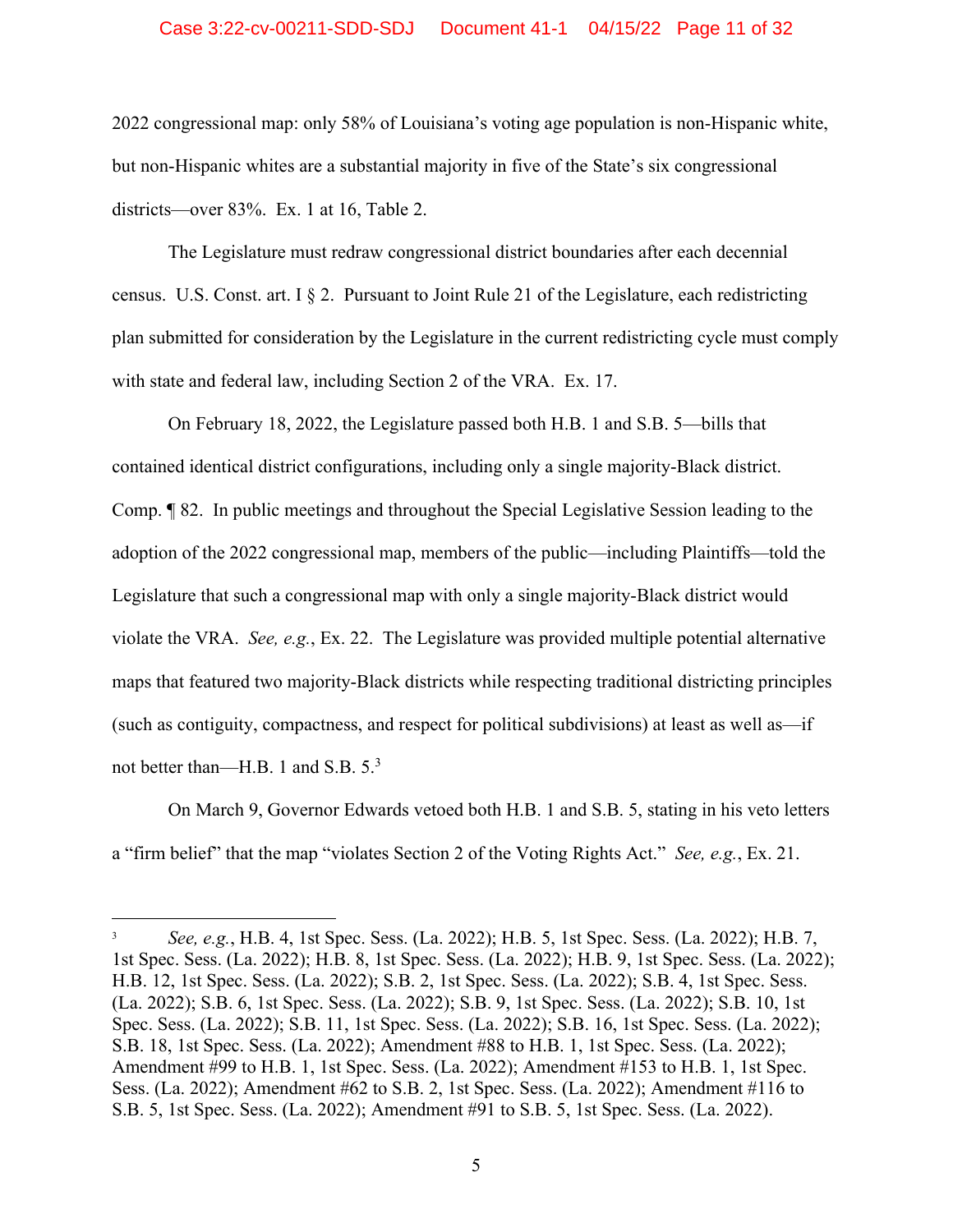2022 congressional map: only 58% of Louisiana's voting age population is non-Hispanic white, but non-Hispanic whites are a substantial majority in five of the State's six congressional districts—over 83%. Ex. 1 at 16, Table 2.

The Legislature must redraw congressional district boundaries after each decennial census. U.S. Const. art. I § 2. Pursuant to Joint Rule 21 of the Legislature, each redistricting plan submitted for consideration by the Legislature in the current redistricting cycle must comply with state and federal law, including Section 2 of the VRA. Ex. 17.

On February 18, 2022, the Legislature passed both H.B. 1 and S.B. 5—bills that contained identical district configurations, including only a single majority-Black district. Comp. ¶ 82. In public meetings and throughout the Special Legislative Session leading to the adoption of the 2022 congressional map, members of the public—including Plaintiffs—told the Legislature that such a congressional map with only a single majority-Black district would violate the VRA. *See, e.g.*, Ex. 22. The Legislature was provided multiple potential alternative maps that featured two majority-Black districts while respecting traditional districting principles (such as contiguity, compactness, and respect for political subdivisions) at least as well as—if not better than—H.B. 1 and S.B. 5.[3]

On March 9, Governor Edwards vetoed both H.B. 1 and S.B. 5, stating in his veto letters a "firm belief" that the map "violates Section 2 of the Voting Rights Act." *See, e.g.*, Ex. 21.

---

[3] *See, e.g.*, H.B. 4, 1st Spec. Sess. (La. 2022); H.B. 5, 1st Spec. Sess. (La. 2022); H.B. 7, 1st Spec. Sess. (La. 2022); H.B. 8, 1st Spec. Sess. (La. 2022); H.B. 9, 1st Spec. Sess. (La. 2022); H.B. 12, 1st Spec. Sess. (La. 2022); S.B. 2, 1st Spec. Sess. (La. 2022); S.B. 4, 1st Spec. Sess. (La. 2022); S.B. 6, 1st Spec. Sess. (La. 2022); S.B. 9, 1st Spec. Sess. (La. 2022); S.B. 10, 1st Spec. Sess. (La. 2022); S.B. 11, 1st Spec. Sess. (La. 2022); S.B. 16, 1st Spec. Sess. (La. 2022); S.B. 18, 1st Spec. Sess. (La. 2022); Amendment #88 to H.B. 1, 1st Spec. Sess. (La. 2022); Amendment #99 to H.B. 1, 1st Spec. Sess. (La. 2022); Amendment #153 to H.B. 1, 1st Spec. Sess. (La. 2022); Amendment #62 to S.B. 2, 1st Spec. Sess. (La. 2022); Amendment #116 to S.B. 5, 1st Spec. Sess. (La. 2022); Amendment #91 to S.B. 5, 1st Spec. Sess. (La. 2022).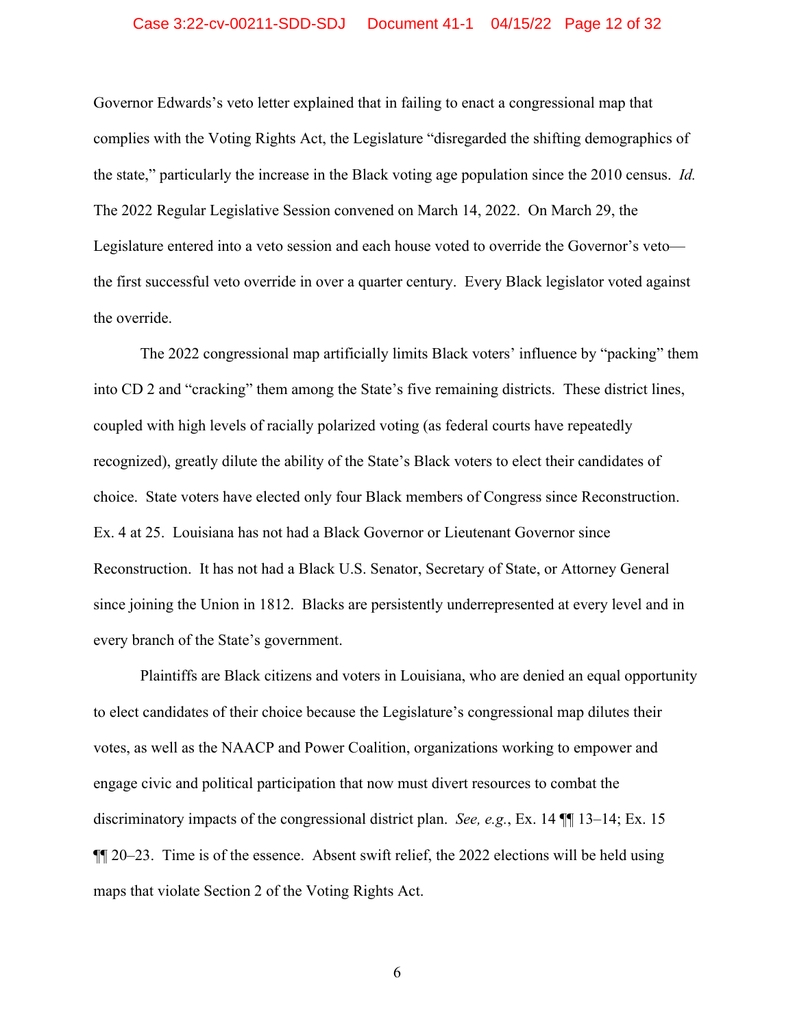Governor Edwards's veto letter explained that in failing to enact a congressional map that complies with the Voting Rights Act, the Legislature "disregarded the shifting demographics of the state," particularly the increase in the Black voting age population since the 2010 census. *Id.* The 2022 Regular Legislative Session convened on March 14, 2022. On March 29, the Legislature entered into a veto session and each house voted to override the Governor's veto—the first successful veto override in over a quarter century. Every Black legislator voted against the override.

The 2022 congressional map artificially limits Black voters' influence by "packing" them into CD 2 and "cracking" them among the State's five remaining districts. These district lines, coupled with high levels of racially polarized voting (as federal courts have repeatedly recognized), greatly dilute the ability of the State's Black voters to elect their candidates of choice. State voters have elected only four Black members of Congress since Reconstruction. Ex. 4 at 25. Louisiana has not had a Black Governor or Lieutenant Governor since Reconstruction. It has not had a Black U.S. Senator, Secretary of State, or Attorney General since joining the Union in 1812. Blacks are persistently underrepresented at every level and in every branch of the State's government.

Plaintiffs are Black citizens and voters in Louisiana, who are denied an equal opportunity to elect candidates of their choice because the Legislature's congressional map dilutes their votes, as well as the NAACP and Power Coalition, organizations working to empower and engage civic and political participation that now must divert resources to combat the discriminatory impacts of the congressional district plan. *See, e.g.*, Ex. 14 ¶¶ 13–14; Ex. 15 ¶¶ 20–23. Time is of the essence. Absent swift relief, the 2022 elections will be held using maps that violate Section 2 of the Voting Rights Act.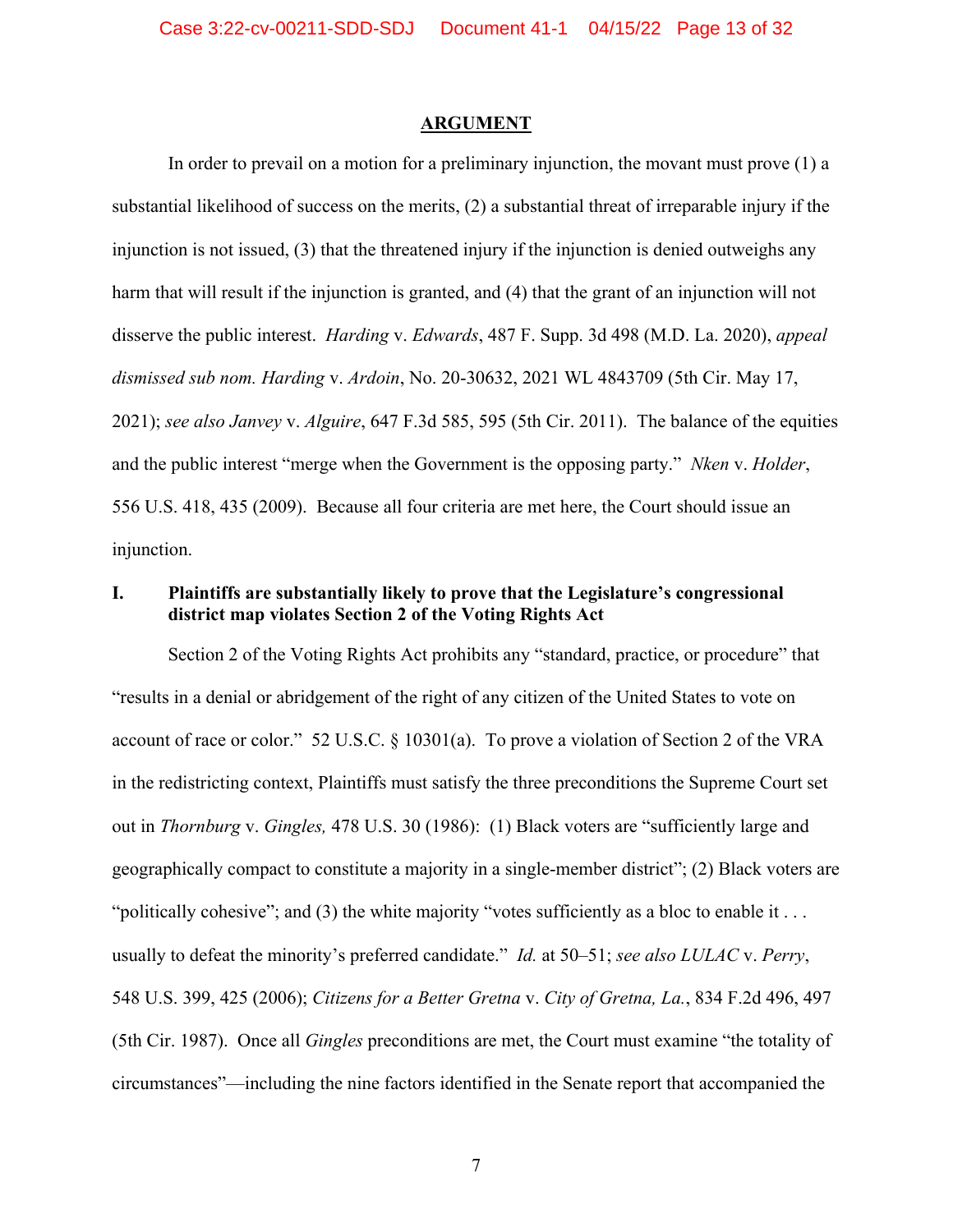## ARGUMENT

In order to prevail on a motion for a preliminary injunction, the movant must prove (1) a substantial likelihood of success on the merits, (2) a substantial threat of irreparable injury if the injunction is not issued, (3) that the threatened injury if the injunction is denied outweighs any harm that will result if the injunction is granted, and (4) that the grant of an injunction will not disserve the public interest. *Harding* v. *Edwards*, 487 F. Supp. 3d 498 (M.D. La. 2020), *appeal dismissed sub nom. Harding* v. *Ardoin*, No. 20-30632, 2021 WL 4843709 (5th Cir. May 17, 2021); *see also Janvey* v. *Alguire*, 647 F.3d 585, 595 (5th Cir. 2011). The balance of the equities and the public interest "merge when the Government is the opposing party." *Nken* v. *Holder*, 556 U.S. 418, 435 (2009). Because all four criteria are met here, the Court should issue an injunction.

### I. Plaintiffs are substantially likely to prove that the Legislature's congressional district map violates Section 2 of the Voting Rights Act

Section 2 of the Voting Rights Act prohibits any "standard, practice, or procedure" that "results in a denial or abridgement of the right of any citizen of the United States to vote on account of race or color." 52 U.S.C. § 10301(a). To prove a violation of Section 2 of the VRA in the redistricting context, Plaintiffs must satisfy the three preconditions the Supreme Court set out in *Thornburg* v. *Gingles,* 478 U.S. 30 (1986): (1) Black voters are "sufficiently large and geographically compact to constitute a majority in a single-member district"; (2) Black voters are "politically cohesive"; and (3) the white majority "votes sufficiently as a bloc to enable it . . . usually to defeat the minority's preferred candidate." *Id.* at 50–51; *see also LULAC* v. *Perry*, 548 U.S. 399, 425 (2006); *Citizens for a Better Gretna* v. *City of Gretna, La.*, 834 F.2d 496, 497 (5th Cir. 1987). Once all *Gingles* preconditions are met, the Court must examine "the totality of circumstances"—including the nine factors identified in the Senate report that accompanied the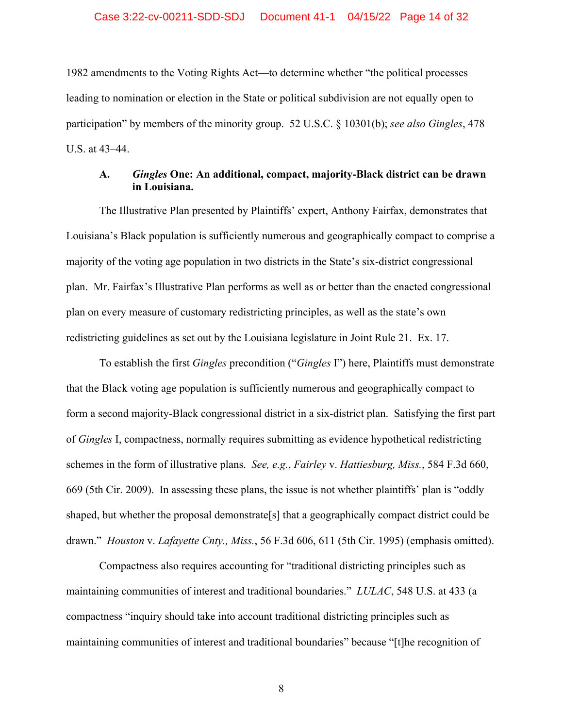1982 amendments to the Voting Rights Act—to determine whether "the political processes leading to nomination or election in the State or political subdivision are not equally open to participation" by members of the minority group. 52 U.S.C. § 10301(b); *see also Gingles*, 478 U.S. at 43–44.

### A. *Gingles* One: An additional, compact, majority-Black district can be drawn in Louisiana.

The Illustrative Plan presented by Plaintiffs' expert, Anthony Fairfax, demonstrates that Louisiana's Black population is sufficiently numerous and geographically compact to comprise a majority of the voting age population in two districts in the State's six-district congressional plan. Mr. Fairfax's Illustrative Plan performs as well as or better than the enacted congressional plan on every measure of customary redistricting principles, as well as the state's own redistricting guidelines as set out by the Louisiana legislature in Joint Rule 21. Ex. 17.

To establish the first *Gingles* precondition ("*Gingles* I") here, Plaintiffs must demonstrate that the Black voting age population is sufficiently numerous and geographically compact to form a second majority-Black congressional district in a six-district plan. Satisfying the first part of *Gingles* I, compactness, normally requires submitting as evidence hypothetical redistricting schemes in the form of illustrative plans. *See, e.g.*, *Fairley* v. *Hattiesburg, Miss.*, 584 F.3d 660, 669 (5th Cir. 2009). In assessing these plans, the issue is not whether plaintiffs' plan is "oddly shaped, but whether the proposal demonstrate[s] that a geographically compact district could be drawn." *Houston* v. *Lafayette Cnty., Miss.*, 56 F.3d 606, 611 (5th Cir. 1995) (emphasis omitted).

Compactness also requires accounting for "traditional districting principles such as maintaining communities of interest and traditional boundaries." *LULAC*, 548 U.S. at 433 (a compactness "inquiry should take into account traditional districting principles such as maintaining communities of interest and traditional boundaries" because "[t]he recognition of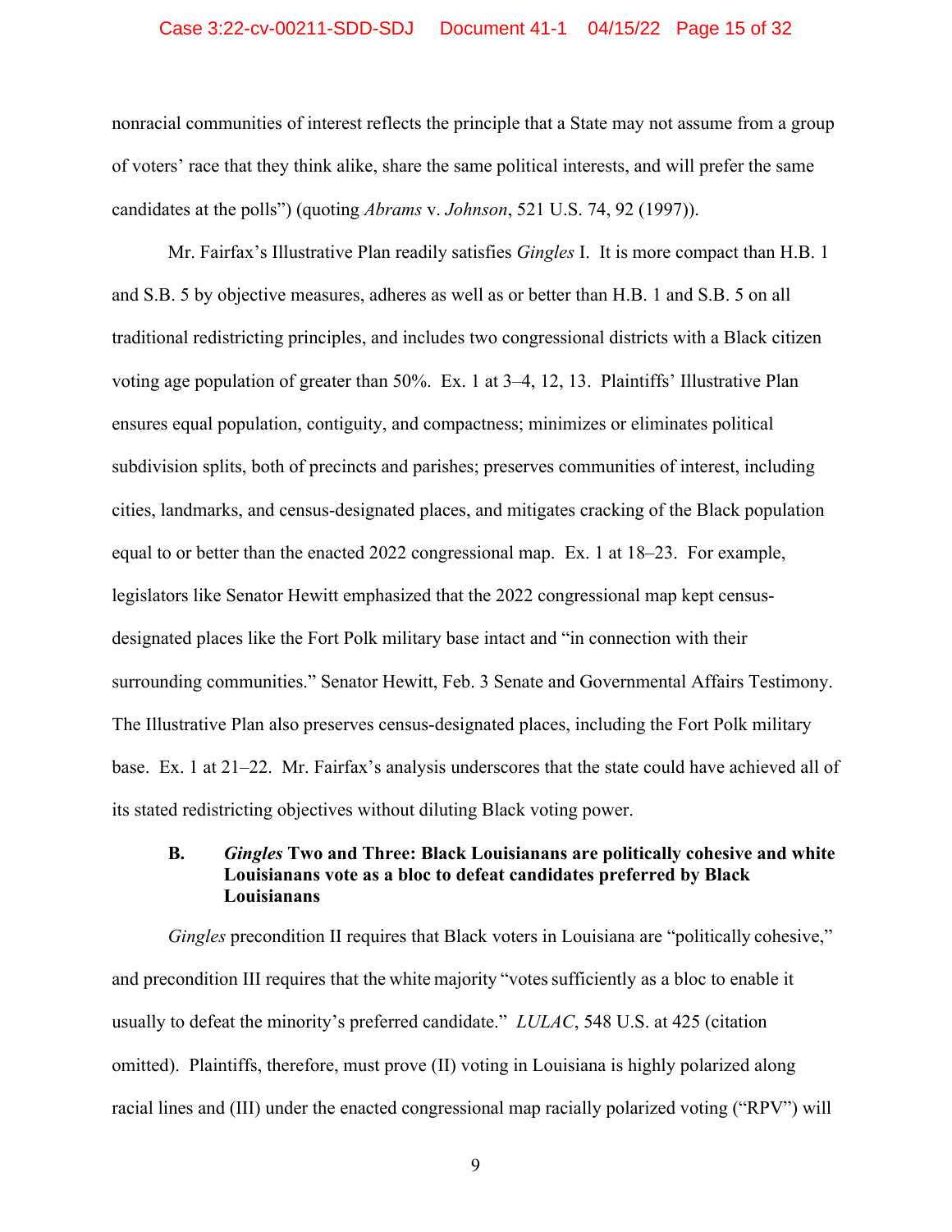nonracial communities of interest reflects the principle that a State may not assume from a group of voters' race that they think alike, share the same political interests, and will prefer the same candidates at the polls") (quoting *Abrams* v. *Johnson*, 521 U.S. 74, 92 (1997)).

Mr. Fairfax's Illustrative Plan readily satisfies *Gingles* I. It is more compact than H.B. 1 and S.B. 5 by objective measures, adheres as well as or better than H.B. 1 and S.B. 5 on all traditional redistricting principles, and includes two congressional districts with a Black citizen voting age population of greater than 50%. Ex. 1 at 3–4, 12, 13. Plaintiffs' Illustrative Plan ensures equal population, contiguity, and compactness; minimizes or eliminates political subdivision splits, both of precincts and parishes; preserves communities of interest, including cities, landmarks, and census-designated places, and mitigates cracking of the Black population equal to or better than the enacted 2022 congressional map. Ex. 1 at 18–23. For example, legislators like Senator Hewitt emphasized that the 2022 congressional map kept census-designated places like the Fort Polk military base intact and "in connection with their surrounding communities." Senator Hewitt, Feb. 3 Senate and Governmental Affairs Testimony. The Illustrative Plan also preserves census-designated places, including the Fort Polk military base. Ex. 1 at 21–22. Mr. Fairfax's analysis underscores that the state could have achieved all of its stated redistricting objectives without diluting Black voting power.

### B. *Gingles* Two and Three: Black Louisianans are politically cohesive and white Louisianans vote as a bloc to defeat candidates preferred by Black Louisianans

*Gingles* precondition II requires that Black voters in Louisiana are "politically cohesive," and precondition III requires that the white majority "votes sufficiently as a bloc to enable it usually to defeat the minority's preferred candidate." *LULAC*, 548 U.S. at 425 (citation omitted). Plaintiffs, therefore, must prove (II) voting in Louisiana is highly polarized along racial lines and (III) under the enacted congressional map racially polarized voting ("RPV") will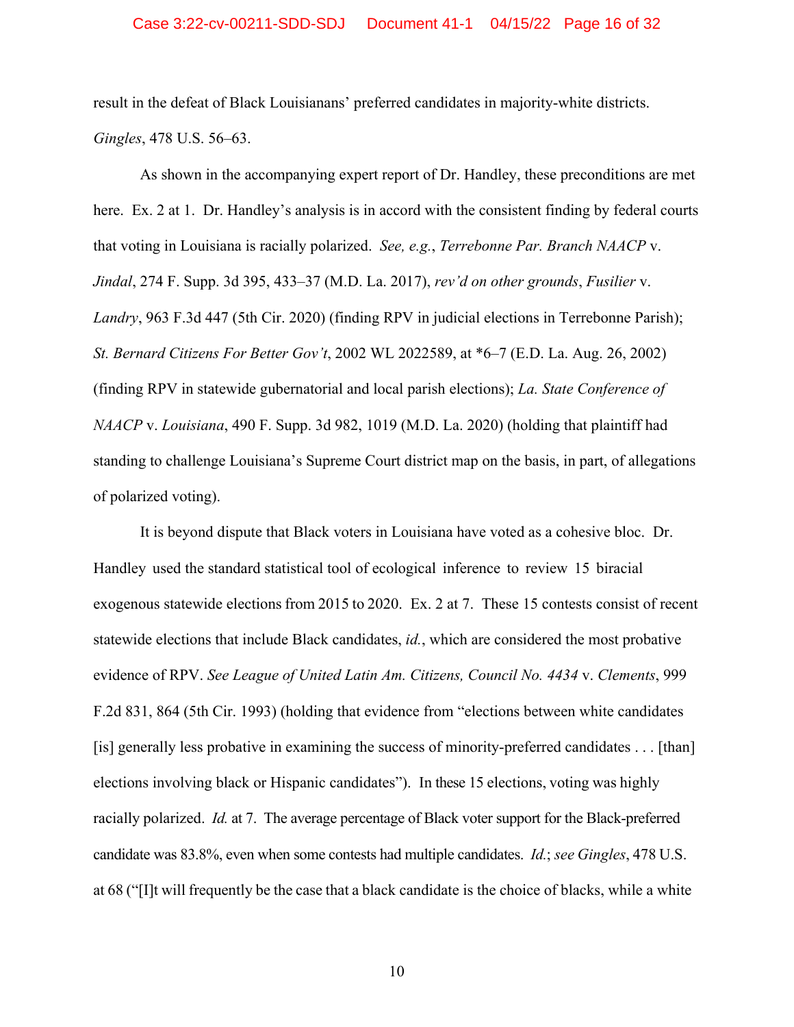result in the defeat of Black Louisianans' preferred candidates in majority-white districts. *Gingles*, 478 U.S. 56–63.

As shown in the accompanying expert report of Dr. Handley, these preconditions are met here. Ex. 2 at 1. Dr. Handley's analysis is in accord with the consistent finding by federal courts that voting in Louisiana is racially polarized. *See, e.g.*, *Terrebonne Par. Branch NAACP* v. *Jindal*, 274 F. Supp. 3d 395, 433–37 (M.D. La. 2017), *rev'd on other grounds*, *Fusilier* v. *Landry*, 963 F.3d 447 (5th Cir. 2020) (finding RPV in judicial elections in Terrebonne Parish); *St. Bernard Citizens For Better Gov't*, 2002 WL 2022589, at *6–7 (E.D. La. Aug. 26, 2002) (finding RPV in statewide gubernatorial and local parish elections); *La. State Conference of NAACP* v. *Louisiana*, 490 F. Supp. 3d 982, 1019 (M.D. La. 2020) (holding that plaintiff had standing to challenge Louisiana's Supreme Court district map on the basis, in part, of allegations of polarized voting).

It is beyond dispute that Black voters in Louisiana have voted as a cohesive bloc. Dr. Handley used the standard statistical tool of ecological inference to review 15 biracial exogenous statewide elections from 2015 to 2020. Ex. 2 at 7. These 15 contests consist of recent statewide elections that include Black candidates, *id.*, which are considered the most probative evidence of RPV. *See League of United Latin Am. Citizens, Council No. 4434* v. *Clements*, 999 F.2d 831, 864 (5th Cir. 1993) (holding that evidence from "elections between white candidates [is] generally less probative in examining the success of minority-preferred candidates . . . [than] elections involving black or Hispanic candidates"). In these 15 elections, voting was highly racially polarized. *Id.* at 7. The average percentage of Black voter support for the Black-preferred candidate was 83.8%, even when some contests had multiple candidates. *Id.*; *see Gingles*, 478 U.S. at 68 ("[I]t will frequently be the case that a black candidate is the choice of blacks, while a white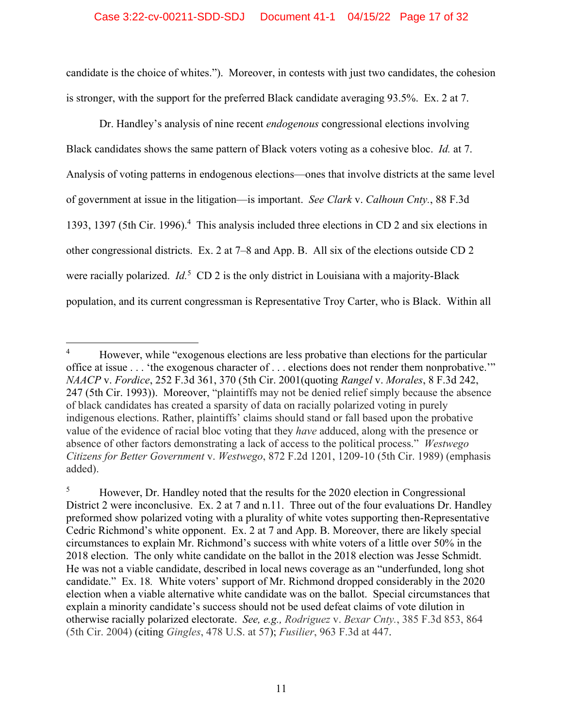candidate is the choice of whites."). Moreover, in contests with just two candidates, the cohesion is stronger, with the support for the preferred Black candidate averaging 93.5%. Ex. 2 at 7.

Dr. Handley's analysis of nine recent *endogenous* congressional elections involving Black candidates shows the same pattern of Black voters voting as a cohesive bloc. *Id.* at 7. Analysis of voting patterns in endogenous elections—ones that involve districts at the same level of government at issue in the litigation—is important. *See Clark* v. *Calhoun Cnty.*, 88 F.3d 1393, 1397 (5th Cir. 1996).[4] This analysis included three elections in CD 2 and six elections in other congressional districts. Ex. 2 at 7–8 and App. B. All six of the elections outside CD 2 were racially polarized. *Id.*[5] CD 2 is the only district in Louisiana with a majority-Black population, and its current congressman is Representative Troy Carter, who is Black. Within all

---

[4] However, while "exogenous elections are less probative than elections for the particular office at issue . . . 'the exogenous character of . . . elections does not render them nonprobative.'" *NAACP* v. *Fordice*, 252 F.3d 361, 370 (5th Cir. 2001(quoting *Rangel* v. *Morales*, 8 F.3d 242, 247 (5th Cir. 1993)). Moreover, "plaintiffs may not be denied relief simply because the absence of black candidates has created a sparsity of data on racially polarized voting in purely indigenous elections. Rather, plaintiffs' claims should stand or fall based upon the probative value of the evidence of racial bloc voting that they *have* adduced, along with the presence or absence of other factors demonstrating a lack of access to the political process." *Westwego Citizens for Better Government* v. *Westwego*, 872 F.2d 1201, 1209-10 (5th Cir. 1989) (emphasis added).

[5] However, Dr. Handley noted that the results for the 2020 election in Congressional District 2 were inconclusive. Ex. 2 at 7 and n.11. Three out of the four evaluations Dr. Handley preformed show polarized voting with a plurality of white votes supporting then-Representative Cedric Richmond's white opponent. Ex. 2 at 7 and App. B. Moreover, there are likely special circumstances to explain Mr. Richmond's success with white voters of a little over 50% in the 2018 election. The only white candidate on the ballot in the 2018 election was Jesse Schmidt. He was not a viable candidate, described in local news coverage as an "underfunded, long shot candidate." Ex. 18. White voters' support of Mr. Richmond dropped considerably in the 2020 election when a viable alternative white candidate was on the ballot. Special circumstances that explain a minority candidate's success should not be used defeat claims of vote dilution in otherwise racially polarized electorate. *See, e.g., Rodriguez* v. *Bexar Cnty.*, 385 F.3d 853, 864 (5th Cir. 2004) (citing *Gingles*, 478 U.S. at 57); *Fusilier*, 963 F.3d at 447.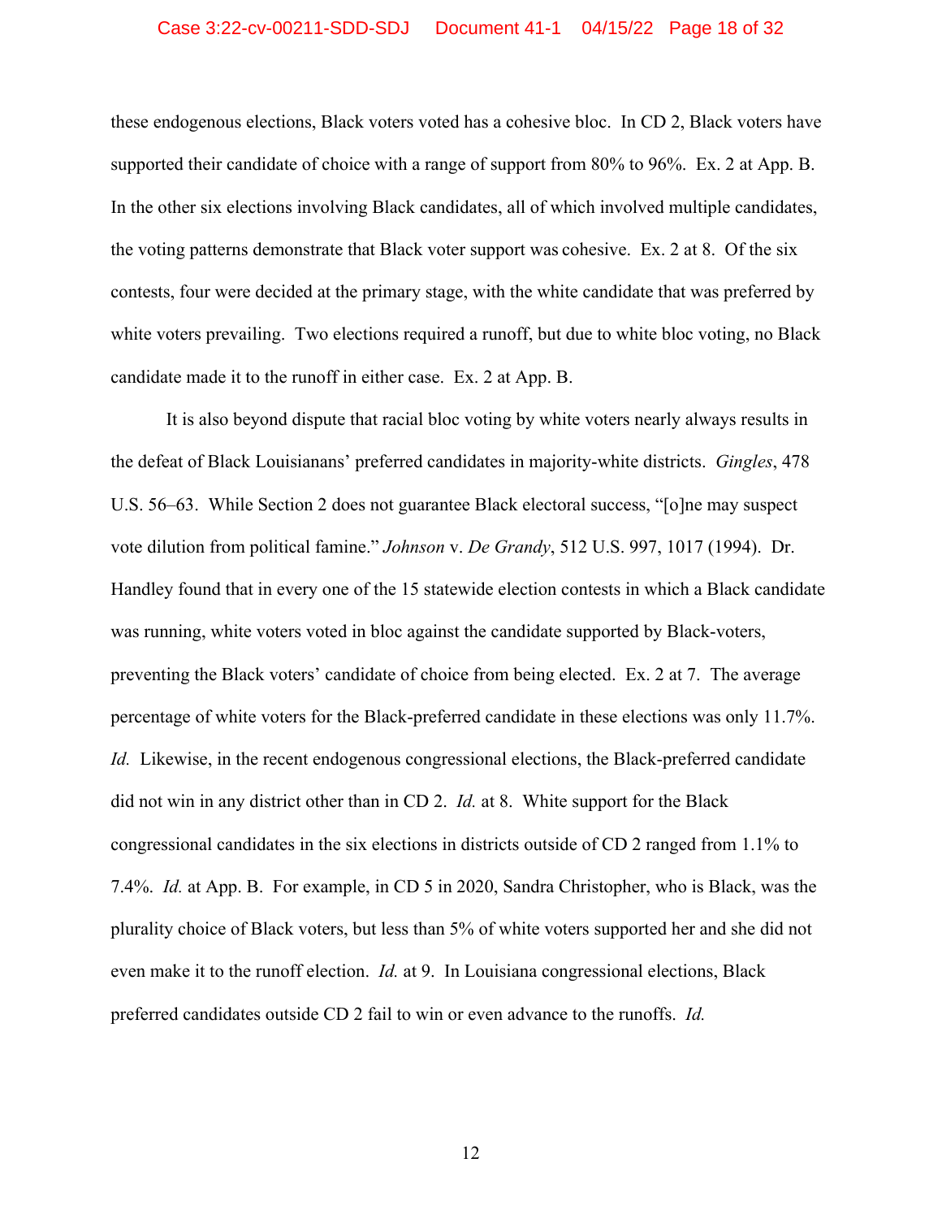these endogenous elections, Black voters voted has a cohesive bloc. In CD 2, Black voters have supported their candidate of choice with a range of support from 80% to 96%. Ex. 2 at App. B. In the other six elections involving Black candidates, all of which involved multiple candidates, the voting patterns demonstrate that Black voter support was cohesive. Ex. 2 at 8. Of the six contests, four were decided at the primary stage, with the white candidate that was preferred by white voters prevailing. Two elections required a runoff, but due to white bloc voting, no Black candidate made it to the runoff in either case. Ex. 2 at App. B.

It is also beyond dispute that racial bloc voting by white voters nearly always results in the defeat of Black Louisianans' preferred candidates in majority-white districts. *Gingles*, 478 U.S. 56–63. While Section 2 does not guarantee Black electoral success, "[o]ne may suspect vote dilution from political famine." *Johnson* v. *De Grandy*, 512 U.S. 997, 1017 (1994). Dr. Handley found that in every one of the 15 statewide election contests in which a Black candidate was running, white voters voted in bloc against the candidate supported by Black-voters, preventing the Black voters' candidate of choice from being elected. Ex. 2 at 7. The average percentage of white voters for the Black-preferred candidate in these elections was only 11.7%. *Id.* Likewise, in the recent endogenous congressional elections, the Black-preferred candidate did not win in any district other than in CD 2. *Id.* at 8. White support for the Black congressional candidates in the six elections in districts outside of CD 2 ranged from 1.1% to 7.4%. *Id.* at App. B. For example, in CD 5 in 2020, Sandra Christopher, who is Black, was the plurality choice of Black voters, but less than 5% of white voters supported her and she did not even make it to the runoff election. *Id.* at 9. In Louisiana congressional elections, Black preferred candidates outside CD 2 fail to win or even advance to the runoffs. *Id.*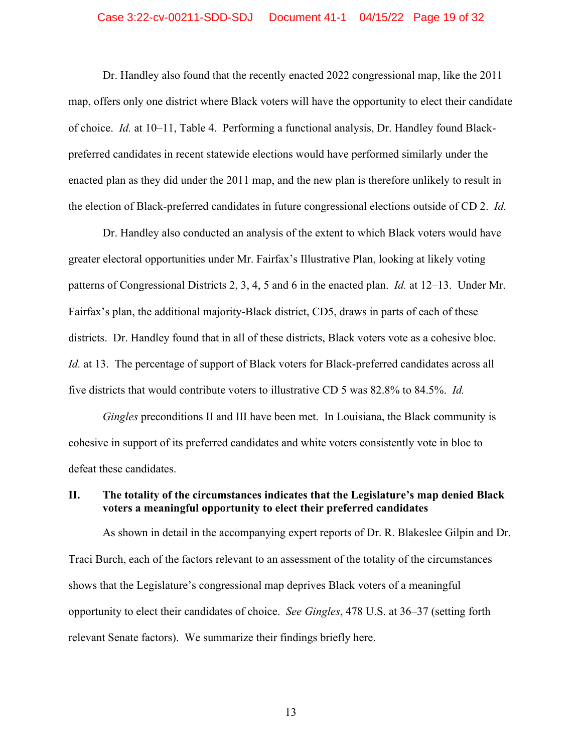Dr. Handley also found that the recently enacted 2022 congressional map, like the 2011 map, offers only one district where Black voters will have the opportunity to elect their candidate of choice. *Id.* at 10–11, Table 4. Performing a functional analysis, Dr. Handley found Black-preferred candidates in recent statewide elections would have performed similarly under the enacted plan as they did under the 2011 map, and the new plan is therefore unlikely to result in the election of Black-preferred candidates in future congressional elections outside of CD 2. *Id.*

Dr. Handley also conducted an analysis of the extent to which Black voters would have greater electoral opportunities under Mr. Fairfax's Illustrative Plan, looking at likely voting patterns of Congressional Districts 2, 3, 4, 5 and 6 in the enacted plan. *Id.* at 12–13. Under Mr. Fairfax's plan, the additional majority-Black district, CD5, draws in parts of each of these districts. Dr. Handley found that in all of these districts, Black voters vote as a cohesive bloc. *Id.* at 13. The percentage of support of Black voters for Black-preferred candidates across all five districts that would contribute voters to illustrative CD 5 was 82.8% to 84.5%. *Id.*

*Gingles* preconditions II and III have been met. In Louisiana, the Black community is cohesive in support of its preferred candidates and white voters consistently vote in bloc to defeat these candidates.

## II. The totality of the circumstances indicates that the Legislature's map denied Black voters a meaningful opportunity to elect their preferred candidates

As shown in detail in the accompanying expert reports of Dr. R. Blakeslee Gilpin and Dr. Traci Burch, each of the factors relevant to an assessment of the totality of the circumstances shows that the Legislature's congressional map deprives Black voters of a meaningful opportunity to elect their candidates of choice. *See Gingles*, 478 U.S. at 36–37 (setting forth relevant Senate factors). We summarize their findings briefly here.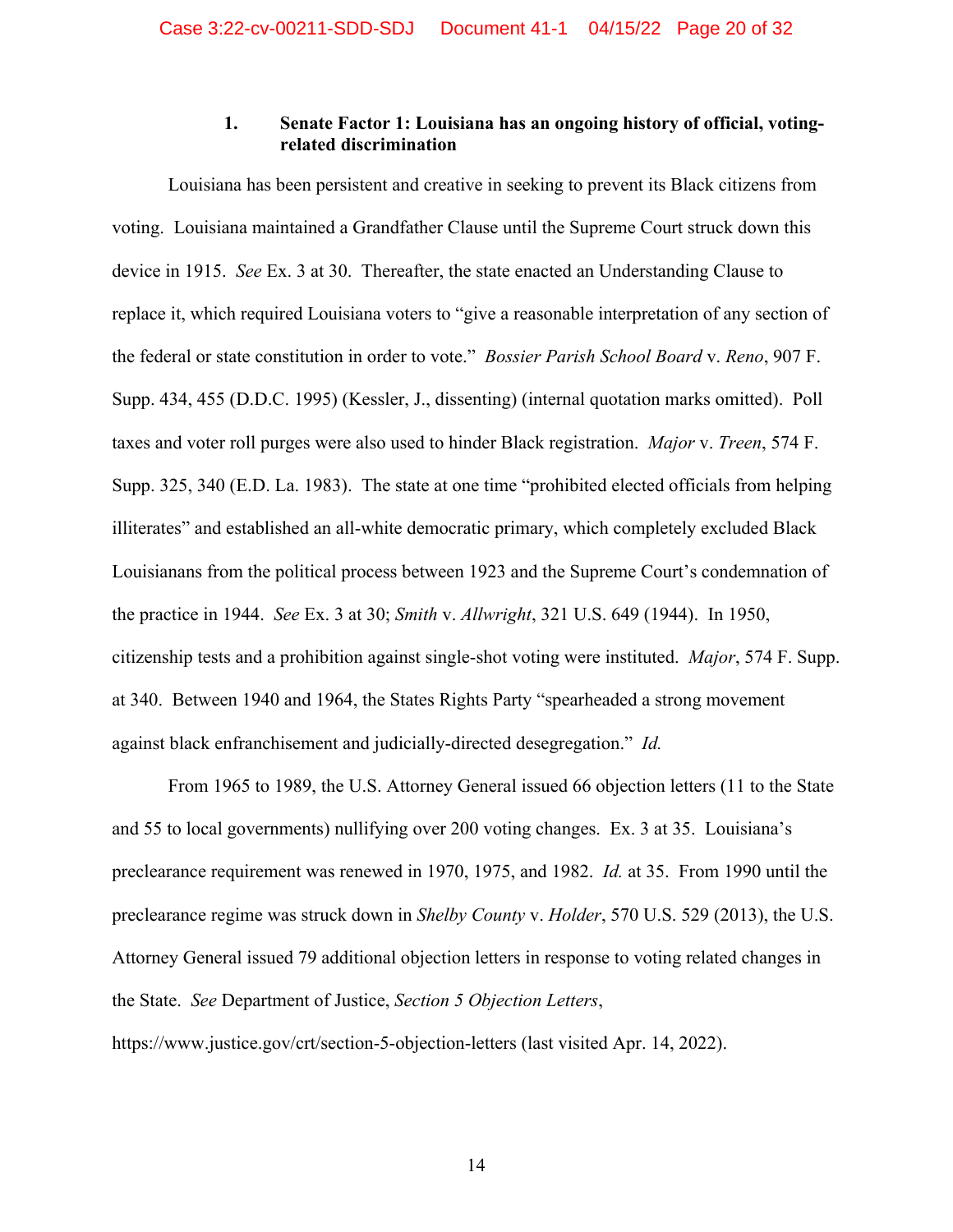### 1. Senate Factor 1: Louisiana has an ongoing history of official, voting-related discrimination

Louisiana has been persistent and creative in seeking to prevent its Black citizens from voting. Louisiana maintained a Grandfather Clause until the Supreme Court struck down this device in 1915. *See* Ex. 3 at 30. Thereafter, the state enacted an Understanding Clause to replace it, which required Louisiana voters to "give a reasonable interpretation of any section of the federal or state constitution in order to vote." *Bossier Parish School Board* v. *Reno*, 907 F. Supp. 434, 455 (D.D.C. 1995) (Kessler, J., dissenting) (internal quotation marks omitted). Poll taxes and voter roll purges were also used to hinder Black registration. *Major* v. *Treen*, 574 F. Supp. 325, 340 (E.D. La. 1983). The state at one time "prohibited elected officials from helping illiterates" and established an all-white democratic primary, which completely excluded Black Louisianans from the political process between 1923 and the Supreme Court's condemnation of the practice in 1944. *See* Ex. 3 at 30; *Smith* v. *Allwright*, 321 U.S. 649 (1944). In 1950, citizenship tests and a prohibition against single-shot voting were instituted. *Major*, 574 F. Supp. at 340. Between 1940 and 1964, the States Rights Party "spearheaded a strong movement against black enfranchisement and judicially-directed desegregation." *Id.*

From 1965 to 1989, the U.S. Attorney General issued 66 objection letters (11 to the State and 55 to local governments) nullifying over 200 voting changes. Ex. 3 at 35. Louisiana's preclearance requirement was renewed in 1970, 1975, and 1982. *Id.* at 35. From 1990 until the preclearance regime was struck down in *Shelby County* v. *Holder*, 570 U.S. 529 (2013), the U.S. Attorney General issued 79 additional objection letters in response to voting related changes in the State. *See* Department of Justice, *Section 5 Objection Letters*, https://www.justice.gov/crt/section-5-objection-letters (last visited Apr. 14, 2022).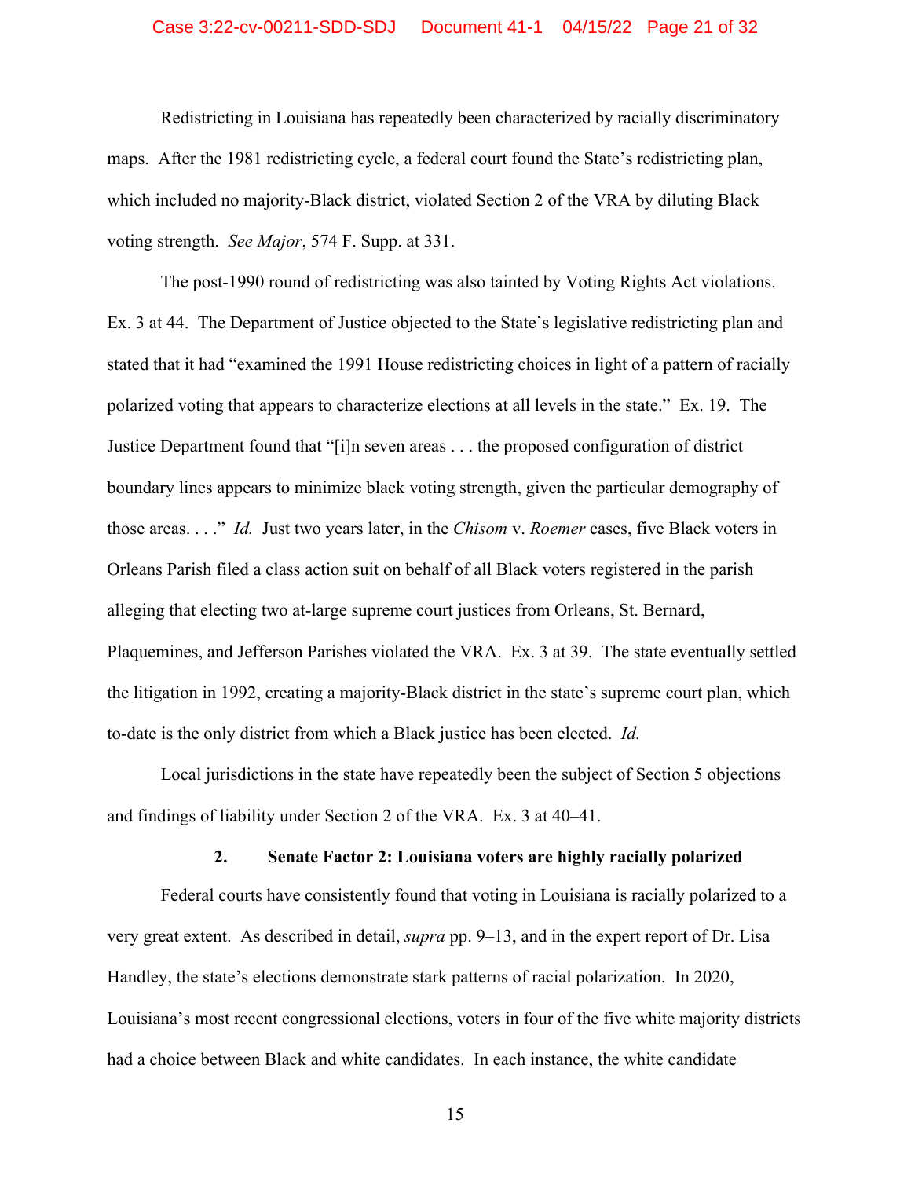Redistricting in Louisiana has repeatedly been characterized by racially discriminatory maps. After the 1981 redistricting cycle, a federal court found the State's redistricting plan, which included no majority-Black district, violated Section 2 of the VRA by diluting Black voting strength. *See Major*, 574 F. Supp. at 331.

The post-1990 round of redistricting was also tainted by Voting Rights Act violations. Ex. 3 at 44. The Department of Justice objected to the State's legislative redistricting plan and stated that it had "examined the 1991 House redistricting choices in light of a pattern of racially polarized voting that appears to characterize elections at all levels in the state." Ex. 19. The Justice Department found that "[i]n seven areas . . . the proposed configuration of district boundary lines appears to minimize black voting strength, given the particular demography of those areas. . . ." *Id.* Just two years later, in the *Chisom* v. *Roemer* cases, five Black voters in Orleans Parish filed a class action suit on behalf of all Black voters registered in the parish alleging that electing two at-large supreme court justices from Orleans, St. Bernard, Plaquemines, and Jefferson Parishes violated the VRA. Ex. 3 at 39. The state eventually settled the litigation in 1992, creating a majority-Black district in the state's supreme court plan, which to-date is the only district from which a Black justice has been elected. *Id.*

Local jurisdictions in the state have repeatedly been the subject of Section 5 objections and findings of liability under Section 2 of the VRA. Ex. 3 at 40–41.

### 2. Senate Factor 2: Louisiana voters are highly racially polarized

Federal courts have consistently found that voting in Louisiana is racially polarized to a very great extent. As described in detail, *supra* pp. 9–13, and in the expert report of Dr. Lisa Handley, the state's elections demonstrate stark patterns of racial polarization. In 2020, Louisiana's most recent congressional elections, voters in four of the five white majority districts had a choice between Black and white candidates. In each instance, the white candidate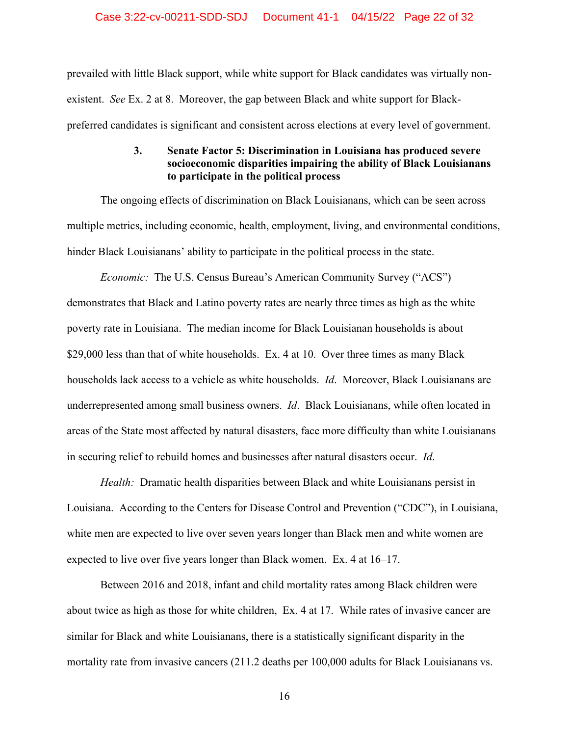prevailed with little Black support, while white support for Black candidates was virtually non-existent. *See* Ex. 2 at 8. Moreover, the gap between Black and white support for Black-preferred candidates is significant and consistent across elections at every level of government.

### 3. Senate Factor 5: Discrimination in Louisiana has produced severe socioeconomic disparities impairing the ability of Black Louisianans to participate in the political process

The ongoing effects of discrimination on Black Louisianans, which can be seen across multiple metrics, including economic, health, employment, living, and environmental conditions, hinder Black Louisianans' ability to participate in the political process in the state.

*Economic:* The U.S. Census Bureau's American Community Survey ("ACS") demonstrates that Black and Latino poverty rates are nearly three times as high as the white poverty rate in Louisiana. The median income for Black Louisianan households is about $29,000 less than that of white households. Ex. 4 at 10. Over three times as many Black households lack access to a vehicle as white households. *Id*. Moreover, Black Louisianans are underrepresented among small business owners. *Id*. Black Louisianans, while often located in areas of the State most affected by natural disasters, face more difficulty than white Louisianans in securing relief to rebuild homes and businesses after natural disasters occur. *Id*.

*Health:* Dramatic health disparities between Black and white Louisianans persist in Louisiana. According to the Centers for Disease Control and Prevention ("CDC"), in Louisiana, white men are expected to live over seven years longer than Black men and white women are expected to live over five years longer than Black women. Ex. 4 at 16–17.

Between 2016 and 2018, infant and child mortality rates among Black children were about twice as high as those for white children, Ex. 4 at 17. While rates of invasive cancer are similar for Black and white Louisianans, there is a statistically significant disparity in the mortality rate from invasive cancers (211.2 deaths per 100,000 adults for Black Louisianans vs.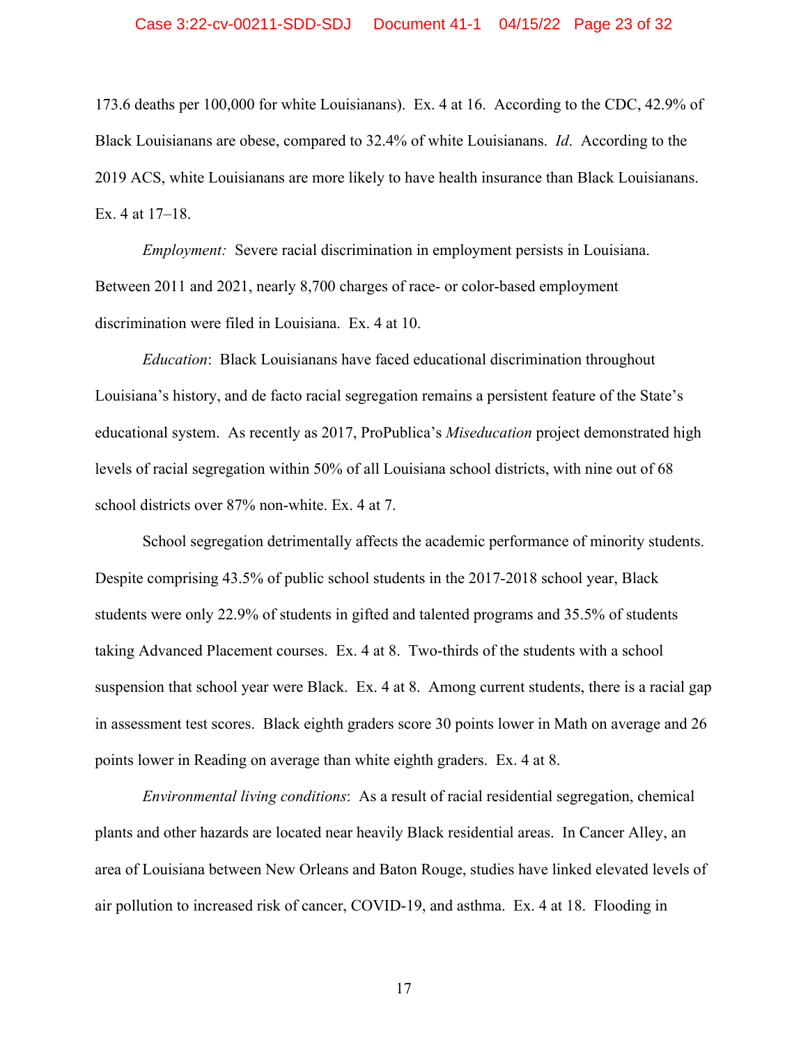173.6 deaths per 100,000 for white Louisianans). Ex. 4 at 16. According to the CDC, 42.9% of Black Louisianans are obese, compared to 32.4% of white Louisianans. *Id*. According to the 2019 ACS, white Louisianans are more likely to have health insurance than Black Louisianans. Ex. 4 at 17–18.

*Employment:* Severe racial discrimination in employment persists in Louisiana. Between 2011 and 2021, nearly 8,700 charges of race- or color-based employment discrimination were filed in Louisiana. Ex. 4 at 10.

*Education*: Black Louisianans have faced educational discrimination throughout Louisiana's history, and de facto racial segregation remains a persistent feature of the State's educational system. As recently as 2017, ProPublica's *Miseducation* project demonstrated high levels of racial segregation within 50% of all Louisiana school districts, with nine out of 68 school districts over 87% non-white. Ex. 4 at 7.

School segregation detrimentally affects the academic performance of minority students. Despite comprising 43.5% of public school students in the 2017-2018 school year, Black students were only 22.9% of students in gifted and talented programs and 35.5% of students taking Advanced Placement courses. Ex. 4 at 8. Two-thirds of the students with a school suspension that school year were Black. Ex. 4 at 8. Among current students, there is a racial gap in assessment test scores. Black eighth graders score 30 points lower in Math on average and 26 points lower in Reading on average than white eighth graders. Ex. 4 at 8.

*Environmental living conditions*: As a result of racial residential segregation, chemical plants and other hazards are located near heavily Black residential areas. In Cancer Alley, an area of Louisiana between New Orleans and Baton Rouge, studies have linked elevated levels of air pollution to increased risk of cancer, COVID-19, and asthma. Ex. 4 at 18. Flooding in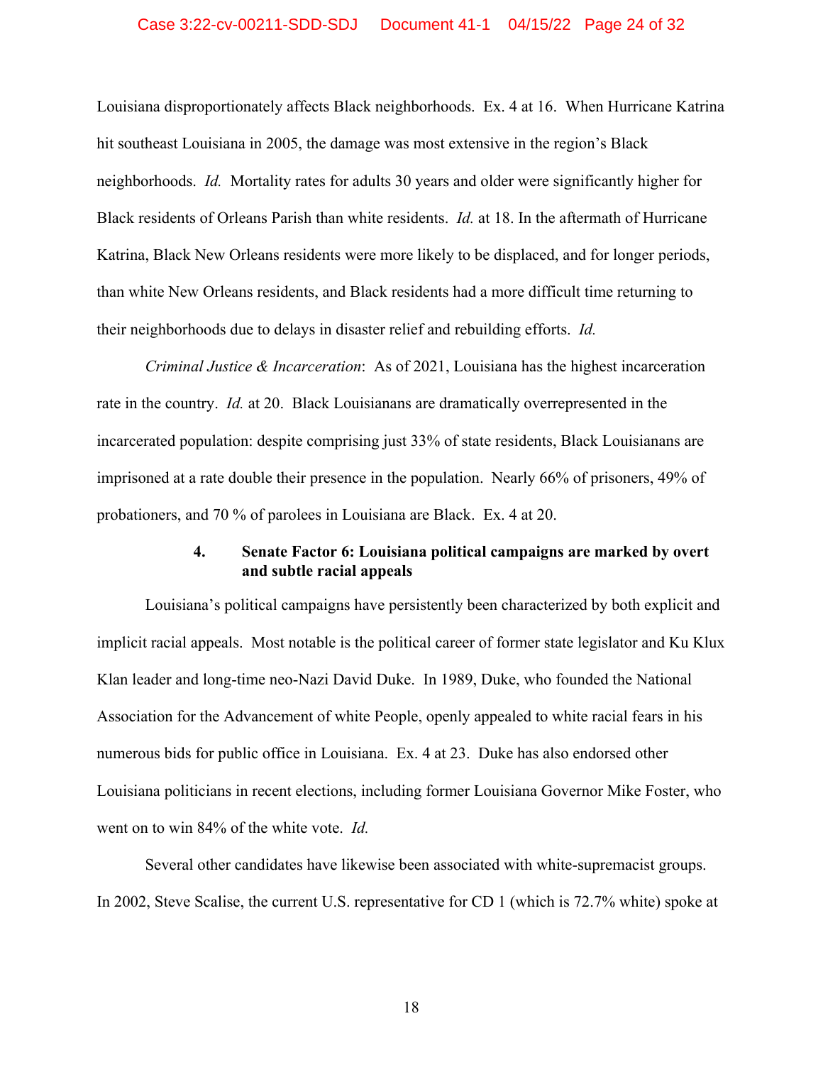Louisiana disproportionately affects Black neighborhoods. Ex. 4 at 16. When Hurricane Katrina hit southeast Louisiana in 2005, the damage was most extensive in the region's Black neighborhoods. *Id.* Mortality rates for adults 30 years and older were significantly higher for Black residents of Orleans Parish than white residents. *Id.* at 18. In the aftermath of Hurricane Katrina, Black New Orleans residents were more likely to be displaced, and for longer periods, than white New Orleans residents, and Black residents had a more difficult time returning to their neighborhoods due to delays in disaster relief and rebuilding efforts. *Id.*

*Criminal Justice & Incarceration*: As of 2021, Louisiana has the highest incarceration rate in the country. *Id.* at 20. Black Louisianans are dramatically overrepresented in the incarcerated population: despite comprising just 33% of state residents, Black Louisianans are imprisoned at a rate double their presence in the population. Nearly 66% of prisoners, 49% of probationers, and 70 % of parolees in Louisiana are Black. Ex. 4 at 20.

#### 4. Senate Factor 6: Louisiana political campaigns are marked by overt and subtle racial appeals

Louisiana's political campaigns have persistently been characterized by both explicit and implicit racial appeals. Most notable is the political career of former state legislator and Ku Klux Klan leader and long-time neo-Nazi David Duke. In 1989, Duke, who founded the National Association for the Advancement of white People, openly appealed to white racial fears in his numerous bids for public office in Louisiana. Ex. 4 at 23. Duke has also endorsed other Louisiana politicians in recent elections, including former Louisiana Governor Mike Foster, who went on to win 84% of the white vote. *Id.*

Several other candidates have likewise been associated with white-supremacist groups. In 2002, Steve Scalise, the current U.S. representative for CD 1 (which is 72.7% white) spoke at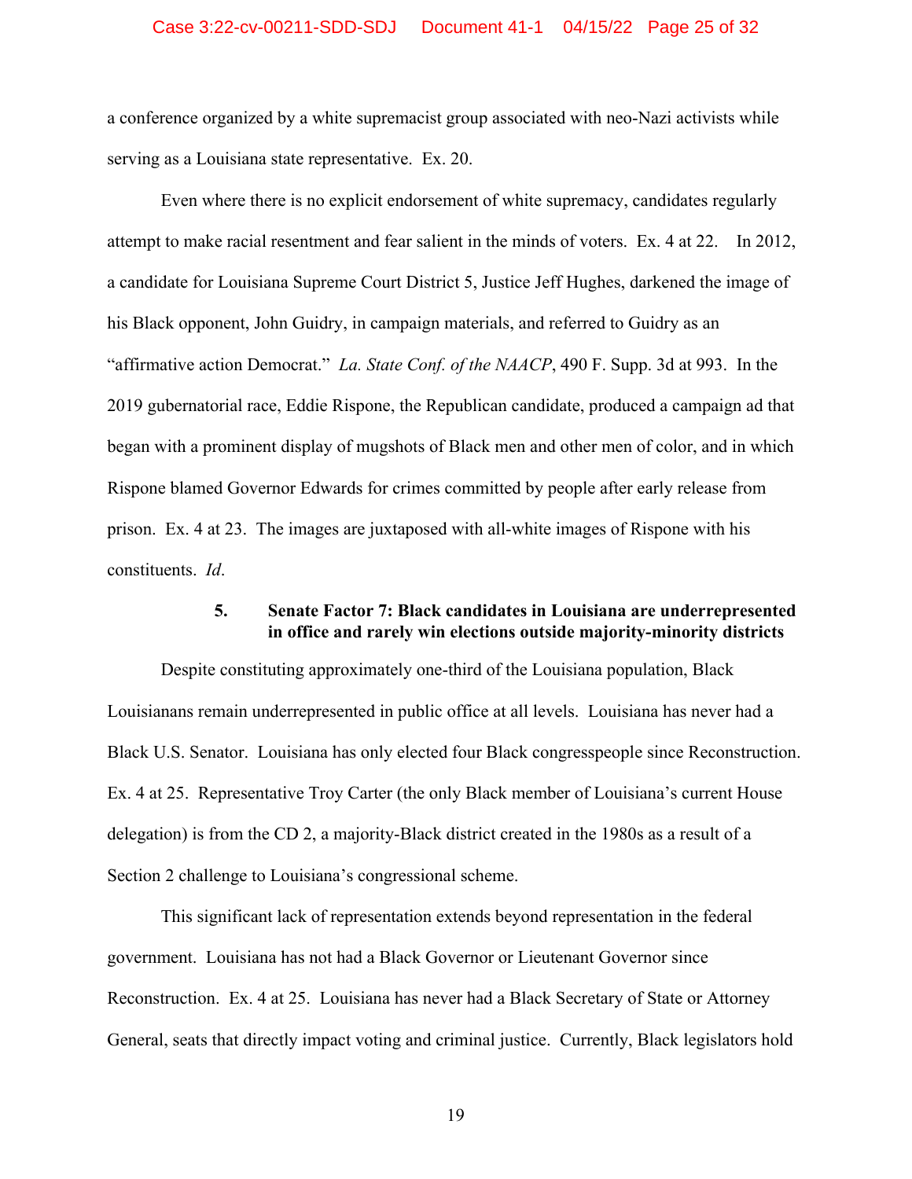a conference organized by a white supremacist group associated with neo-Nazi activists while serving as a Louisiana state representative. Ex. 20.

Even where there is no explicit endorsement of white supremacy, candidates regularly attempt to make racial resentment and fear salient in the minds of voters. Ex. 4 at 22. In 2012, a candidate for Louisiana Supreme Court District 5, Justice Jeff Hughes, darkened the image of his Black opponent, John Guidry, in campaign materials, and referred to Guidry as an "affirmative action Democrat." *La. State Conf. of the NAACP*, 490 F. Supp. 3d at 993. In the 2019 gubernatorial race, Eddie Rispone, the Republican candidate, produced a campaign ad that began with a prominent display of mugshots of Black men and other men of color, and in which Rispone blamed Governor Edwards for crimes committed by people after early release from prison. Ex. 4 at 23. The images are juxtaposed with all-white images of Rispone with his constituents. *Id*.

**5. Senate Factor 7: Black candidates in Louisiana are underrepresented in office and rarely win elections outside majority-minority districts**

Despite constituting approximately one-third of the Louisiana population, Black Louisianans remain underrepresented in public office at all levels. Louisiana has never had a Black U.S. Senator. Louisiana has only elected four Black congresspeople since Reconstruction. Ex. 4 at 25. Representative Troy Carter (the only Black member of Louisiana's current House delegation) is from the CD 2, a majority-Black district created in the 1980s as a result of a Section 2 challenge to Louisiana's congressional scheme.

This significant lack of representation extends beyond representation in the federal government. Louisiana has not had a Black Governor or Lieutenant Governor since Reconstruction. Ex. 4 at 25. Louisiana has never had a Black Secretary of State or Attorney General, seats that directly impact voting and criminal justice. Currently, Black legislators hold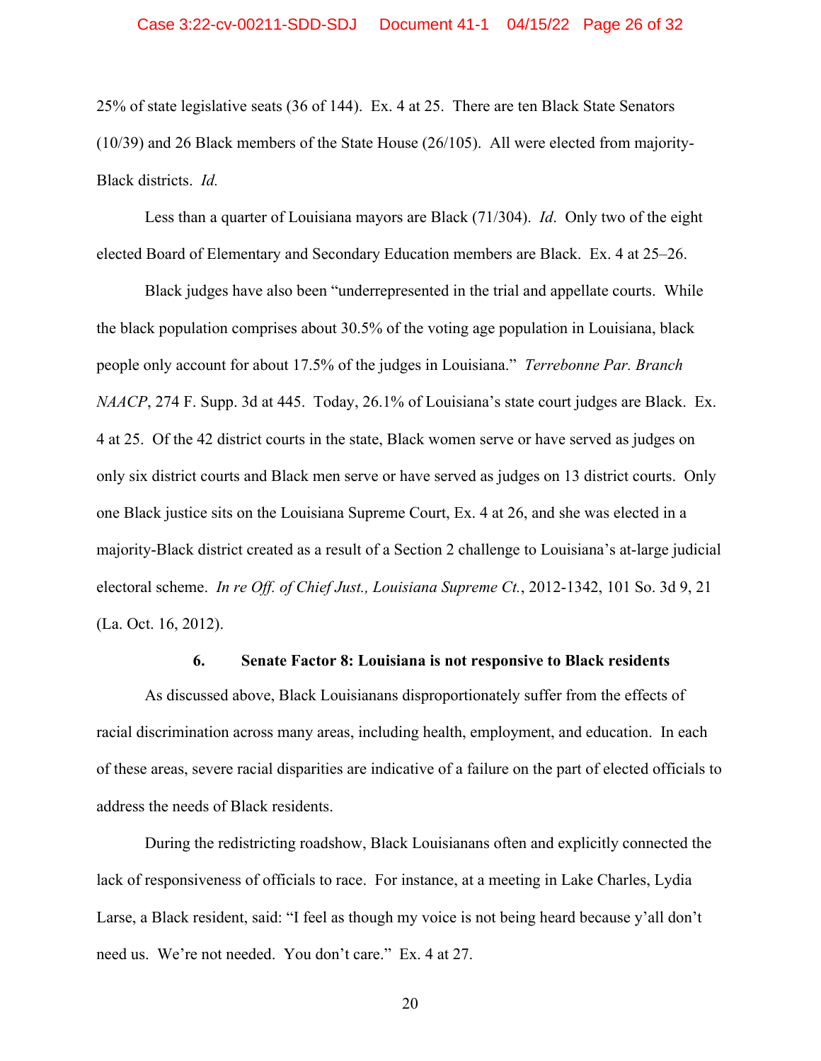25% of state legislative seats (36 of 144). Ex. 4 at 25. There are ten Black State Senators (10/39) and 26 Black members of the State House (26/105). All were elected from majority-Black districts. *Id.*

Less than a quarter of Louisiana mayors are Black (71/304). *Id*. Only two of the eight elected Board of Elementary and Secondary Education members are Black. Ex. 4 at 25–26.

Black judges have also been "underrepresented in the trial and appellate courts. While the black population comprises about 30.5% of the voting age population in Louisiana, black people only account for about 17.5% of the judges in Louisiana." *Terrebonne Par. Branch NAACP*, 274 F. Supp. 3d at 445. Today, 26.1% of Louisiana's state court judges are Black. Ex. 4 at 25. Of the 42 district courts in the state, Black women serve or have served as judges on only six district courts and Black men serve or have served as judges on 13 district courts. Only one Black justice sits on the Louisiana Supreme Court, Ex. 4 at 26, and she was elected in a majority-Black district created as a result of a Section 2 challenge to Louisiana's at-large judicial electoral scheme. *In re Off. of Chief Just., Louisiana Supreme Ct.*, 2012-1342, 101 So. 3d 9, 21 (La. Oct. 16, 2012).

#### 6. Senate Factor 8: Louisiana is not responsive to Black residents

As discussed above, Black Louisianans disproportionately suffer from the effects of racial discrimination across many areas, including health, employment, and education. In each of these areas, severe racial disparities are indicative of a failure on the part of elected officials to address the needs of Black residents.

During the redistricting roadshow, Black Louisianans often and explicitly connected the lack of responsiveness of officials to race. For instance, at a meeting in Lake Charles, Lydia Larse, a Black resident, said: "I feel as though my voice is not being heard because y'all don't need us. We're not needed. You don't care." Ex. 4 at 27.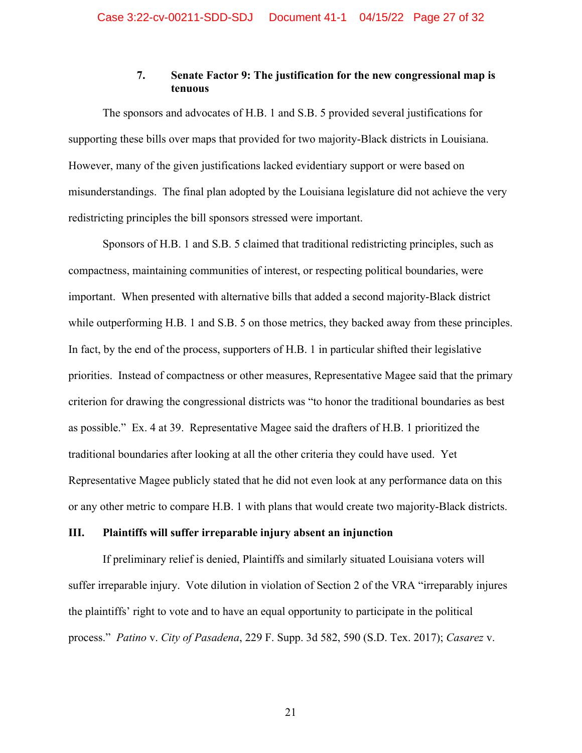### 7. Senate Factor 9: The justification for the new congressional map is tenuous

The sponsors and advocates of H.B. 1 and S.B. 5 provided several justifications for supporting these bills over maps that provided for two majority-Black districts in Louisiana. However, many of the given justifications lacked evidentiary support or were based on misunderstandings. The final plan adopted by the Louisiana legislature did not achieve the very redistricting principles the bill sponsors stressed were important.

Sponsors of H.B. 1 and S.B. 5 claimed that traditional redistricting principles, such as compactness, maintaining communities of interest, or respecting political boundaries, were important. When presented with alternative bills that added a second majority-Black district while outperforming H.B. 1 and S.B. 5 on those metrics, they backed away from these principles. In fact, by the end of the process, supporters of H.B. 1 in particular shifted their legislative priorities. Instead of compactness or other measures, Representative Magee said that the primary criterion for drawing the congressional districts was "to honor the traditional boundaries as best as possible." Ex. 4 at 39. Representative Magee said the drafters of H.B. 1 prioritized the traditional boundaries after looking at all the other criteria they could have used. Yet Representative Magee publicly stated that he did not even look at any performance data on this or any other metric to compare H.B. 1 with plans that would create two majority-Black districts.

## III. Plaintiffs will suffer irreparable injury absent an injunction

If preliminary relief is denied, Plaintiffs and similarly situated Louisiana voters will suffer irreparable injury. Vote dilution in violation of Section 2 of the VRA "irreparably injures the plaintiffs' right to vote and to have an equal opportunity to participate in the political process." *Patino* v. *City of Pasadena*, 229 F. Supp. 3d 582, 590 (S.D. Tex. 2017); *Casarez* v.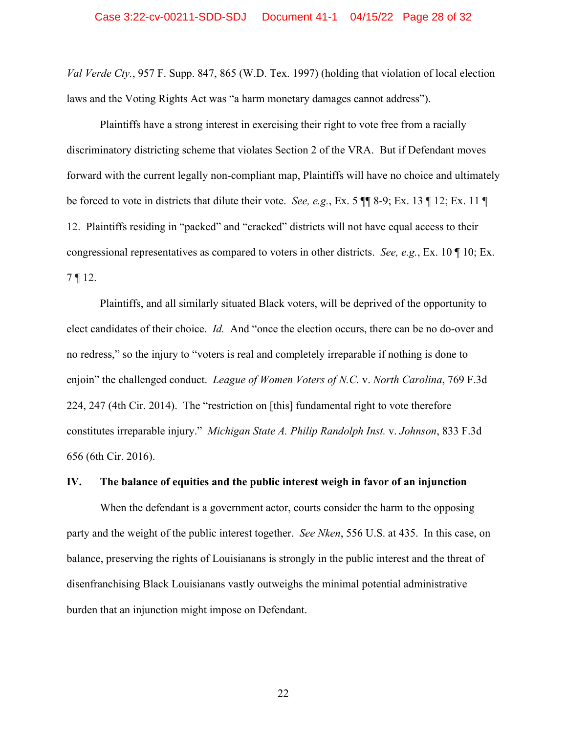*Val Verde Cty.*, 957 F. Supp. 847, 865 (W.D. Tex. 1997) (holding that violation of local election laws and the Voting Rights Act was "a harm monetary damages cannot address").

Plaintiffs have a strong interest in exercising their right to vote free from a racially discriminatory districting scheme that violates Section 2 of the VRA. But if Defendant moves forward with the current legally non-compliant map, Plaintiffs will have no choice and ultimately be forced to vote in districts that dilute their vote. *See, e.g.*, Ex. 5 ¶¶ 8-9; Ex. 13 ¶ 12; Ex. 11 ¶ 12. Plaintiffs residing in "packed" and "cracked" districts will not have equal access to their congressional representatives as compared to voters in other districts. *See, e.g.*, Ex. 10 ¶ 10; Ex. 7 ¶ 12.

Plaintiffs, and all similarly situated Black voters, will be deprived of the opportunity to elect candidates of their choice. *Id.* And "once the election occurs, there can be no do-over and no redress," so the injury to "voters is real and completely irreparable if nothing is done to enjoin" the challenged conduct. *League of Women Voters of N.C.* v. *North Carolina*, 769 F.3d 224, 247 (4th Cir. 2014). The "restriction on [this] fundamental right to vote therefore constitutes irreparable injury." *Michigan State A. Philip Randolph Inst.* v. *Johnson*, 833 F.3d 656 (6th Cir. 2016).

## IV. The balance of equities and the public interest weigh in favor of an injunction

When the defendant is a government actor, courts consider the harm to the opposing party and the weight of the public interest together. *See Nken*, 556 U.S. at 435. In this case, on balance, preserving the rights of Louisianans is strongly in the public interest and the threat of disenfranchising Black Louisianans vastly outweighs the minimal potential administrative burden that an injunction might impose on Defendant.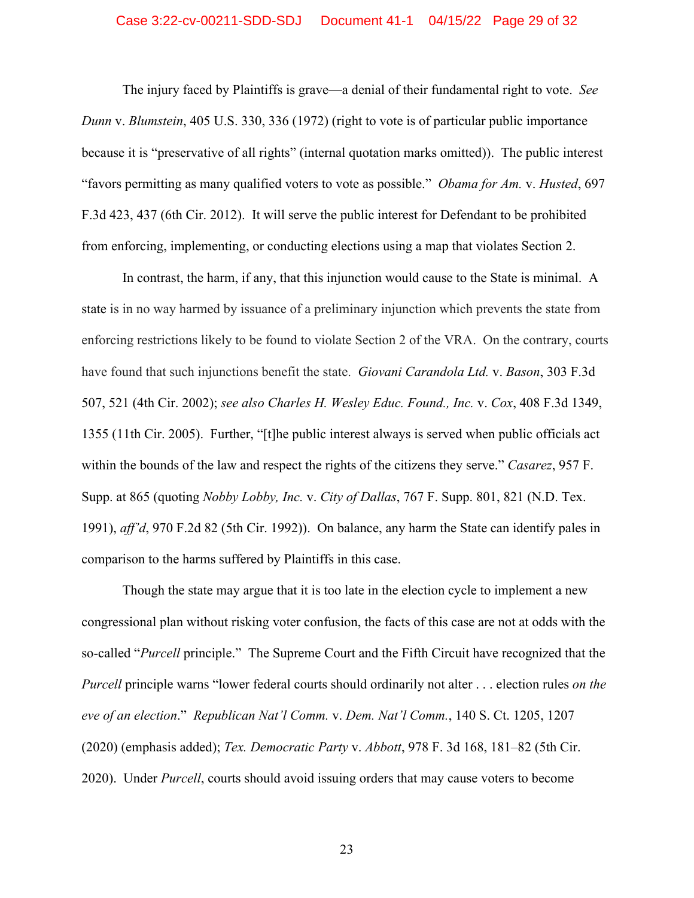The injury faced by Plaintiffs is grave—a denial of their fundamental right to vote. *See Dunn* v. *Blumstein*, 405 U.S. 330, 336 (1972) (right to vote is of particular public importance because it is "preservative of all rights" (internal quotation marks omitted)). The public interest "favors permitting as many qualified voters to vote as possible." *Obama for Am.* v. *Husted*, 697 F.3d 423, 437 (6th Cir. 2012). It will serve the public interest for Defendant to be prohibited from enforcing, implementing, or conducting elections using a map that violates Section 2.

In contrast, the harm, if any, that this injunction would cause to the State is minimal. A state is in no way harmed by issuance of a preliminary injunction which prevents the state from enforcing restrictions likely to be found to violate Section 2 of the VRA. On the contrary, courts have found that such injunctions benefit the state. *Giovani Carandola Ltd.* v. *Bason*, 303 F.3d 507, 521 (4th Cir. 2002); *see also Charles H. Wesley Educ. Found., Inc.* v. *Cox*, 408 F.3d 1349, 1355 (11th Cir. 2005). Further, "[t]he public interest always is served when public officials act within the bounds of the law and respect the rights of the citizens they serve." *Casarez*, 957 F. Supp. at 865 (quoting *Nobby Lobby, Inc.* v. *City of Dallas*, 767 F. Supp. 801, 821 (N.D. Tex. 1991), *aff'd*, 970 F.2d 82 (5th Cir. 1992)). On balance, any harm the State can identify pales in comparison to the harms suffered by Plaintiffs in this case.

Though the state may argue that it is too late in the election cycle to implement a new congressional plan without risking voter confusion, the facts of this case are not at odds with the so-called "*Purcell* principle." The Supreme Court and the Fifth Circuit have recognized that the *Purcell* principle warns "lower federal courts should ordinarily not alter . . . election rules *on the eve of an election*." *Republican Nat'l Comm.* v. *Dem. Nat'l Comm.*, 140 S. Ct. 1205, 1207 (2020) (emphasis added); *Tex. Democratic Party* v. *Abbott*, 978 F. 3d 168, 181–82 (5th Cir. 2020). Under *Purcell*, courts should avoid issuing orders that may cause voters to become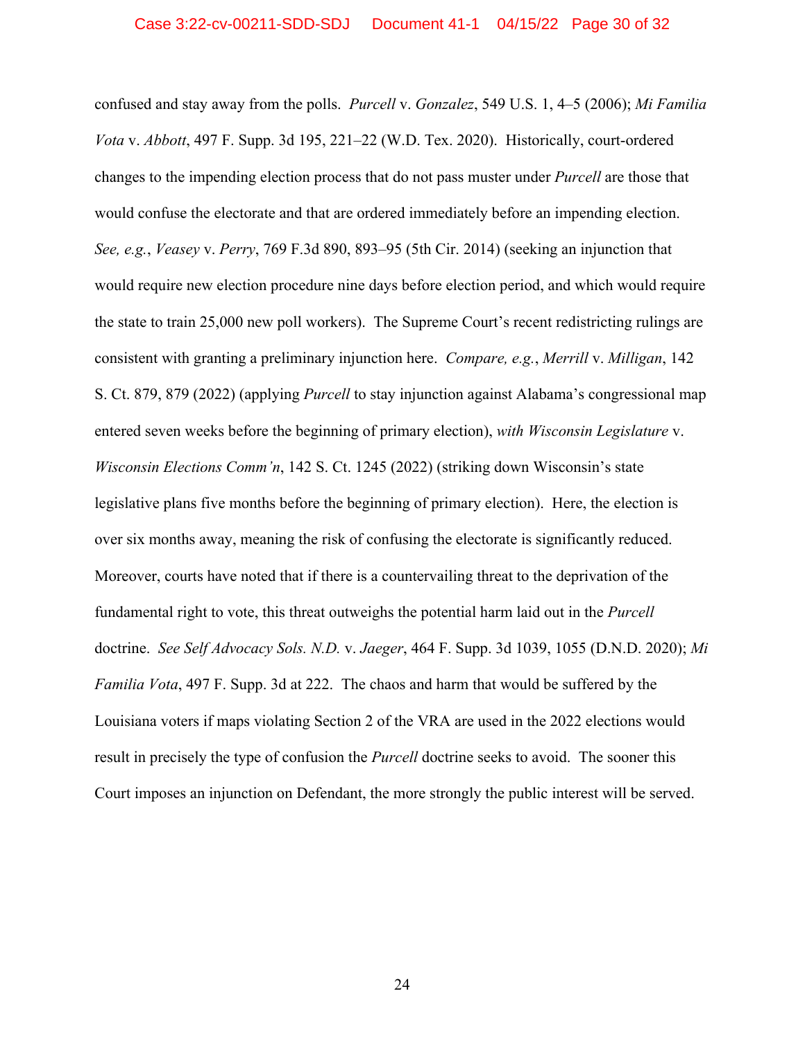confused and stay away from the polls. *Purcell* v. *Gonzalez*, 549 U.S. 1, 4–5 (2006); *Mi Familia Vota* v. *Abbott*, 497 F. Supp. 3d 195, 221–22 (W.D. Tex. 2020). Historically, court-ordered changes to the impending election process that do not pass muster under *Purcell* are those that would confuse the electorate and that are ordered immediately before an impending election. *See, e.g.*, *Veasey* v. *Perry*, 769 F.3d 890, 893–95 (5th Cir. 2014) (seeking an injunction that would require new election procedure nine days before election period, and which would require the state to train 25,000 new poll workers). The Supreme Court's recent redistricting rulings are consistent with granting a preliminary injunction here. *Compare, e.g.*, *Merrill* v. *Milligan*, 142 S. Ct. 879, 879 (2022) (applying *Purcell* to stay injunction against Alabama's congressional map entered seven weeks before the beginning of primary election), *with Wisconsin Legislature* v. *Wisconsin Elections Comm'n*, 142 S. Ct. 1245 (2022) (striking down Wisconsin's state legislative plans five months before the beginning of primary election). Here, the election is over six months away, meaning the risk of confusing the electorate is significantly reduced. Moreover, courts have noted that if there is a countervailing threat to the deprivation of the fundamental right to vote, this threat outweighs the potential harm laid out in the *Purcell* doctrine. *See Self Advocacy Sols. N.D.* v. *Jaeger*, 464 F. Supp. 3d 1039, 1055 (D.N.D. 2020); *Mi Familia Vota*, 497 F. Supp. 3d at 222. The chaos and harm that would be suffered by the Louisiana voters if maps violating Section 2 of the VRA are used in the 2022 elections would result in precisely the type of confusion the *Purcell* doctrine seeks to avoid. The sooner this Court imposes an injunction on Defendant, the more strongly the public interest will be served.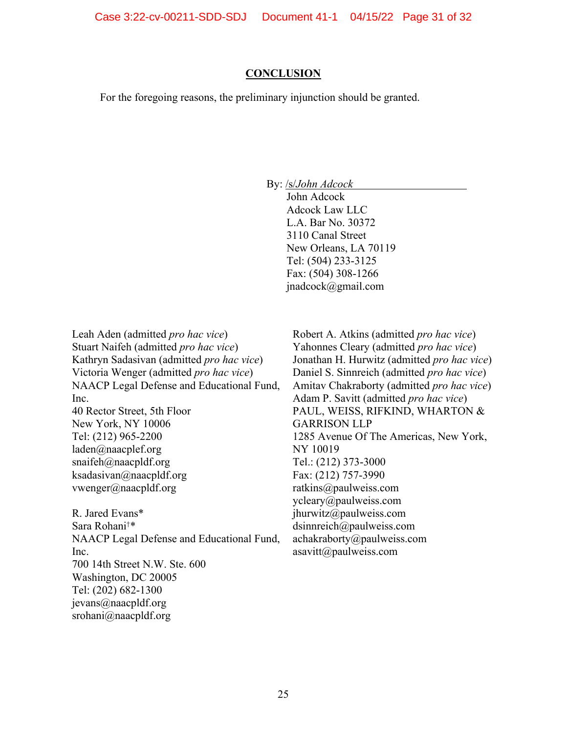## CONCLUSION

For the foregoing reasons, the preliminary injunction should be granted.

By: /s/*John Adcock*
John Adcock
Adcock Law LLC
L.A. Bar No. 30372
3110 Canal Street
New Orleans, LA 70119
Tel: (504) 233-3125
Fax: (504) 308-1266
jnadcock@gmail.com

Leah Aden (admitted *pro hac vice*)
Stuart Naifeh (admitted *pro hac vice*)
Kathryn Sadasivan (admitted *pro hac vice*)
Victoria Wenger (admitted *pro hac vice*)
NAACP Legal Defense and Educational Fund, Inc.
40 Rector Street, 5th Floor
New York, NY 10006
Tel: (212) 965-2200
laden@naacplef.org
snaifeh@naacpldf.org
ksadasivan@naacpldf.org
vwenger@naacpldf.org

R. Jared Evans*
Sara Rohani†*
NAACP Legal Defense and Educational Fund, Inc.
700 14th Street N.W. Ste. 600
Washington, DC 20005
Tel: (202) 682-1300
jevans@naacpldf.org
srohani@naacpldf.org

Robert A. Atkins (admitted *pro hac vice*)
Yahonnes Cleary (admitted *pro hac vice*)
Jonathan H. Hurwitz (admitted *pro hac vice*)
Daniel S. Sinnreich (admitted *pro hac vice*)
Amitav Chakraborty (admitted *pro hac vice*)
Adam P. Savitt (admitted *pro hac vice*)
PAUL, WEISS, RIFKIND, WHARTON & GARRISON LLP
1285 Avenue Of The Americas, New York, NY 10019
Tel.: (212) 373-3000
Fax: (212) 757-3990
ratkins@paulweiss.com
ycleary@paulweiss.com
jhurwitz@paulweiss.com
dsinnreich@paulweiss.com
achakraborty@paulweiss.com
asavitt@paulweiss.com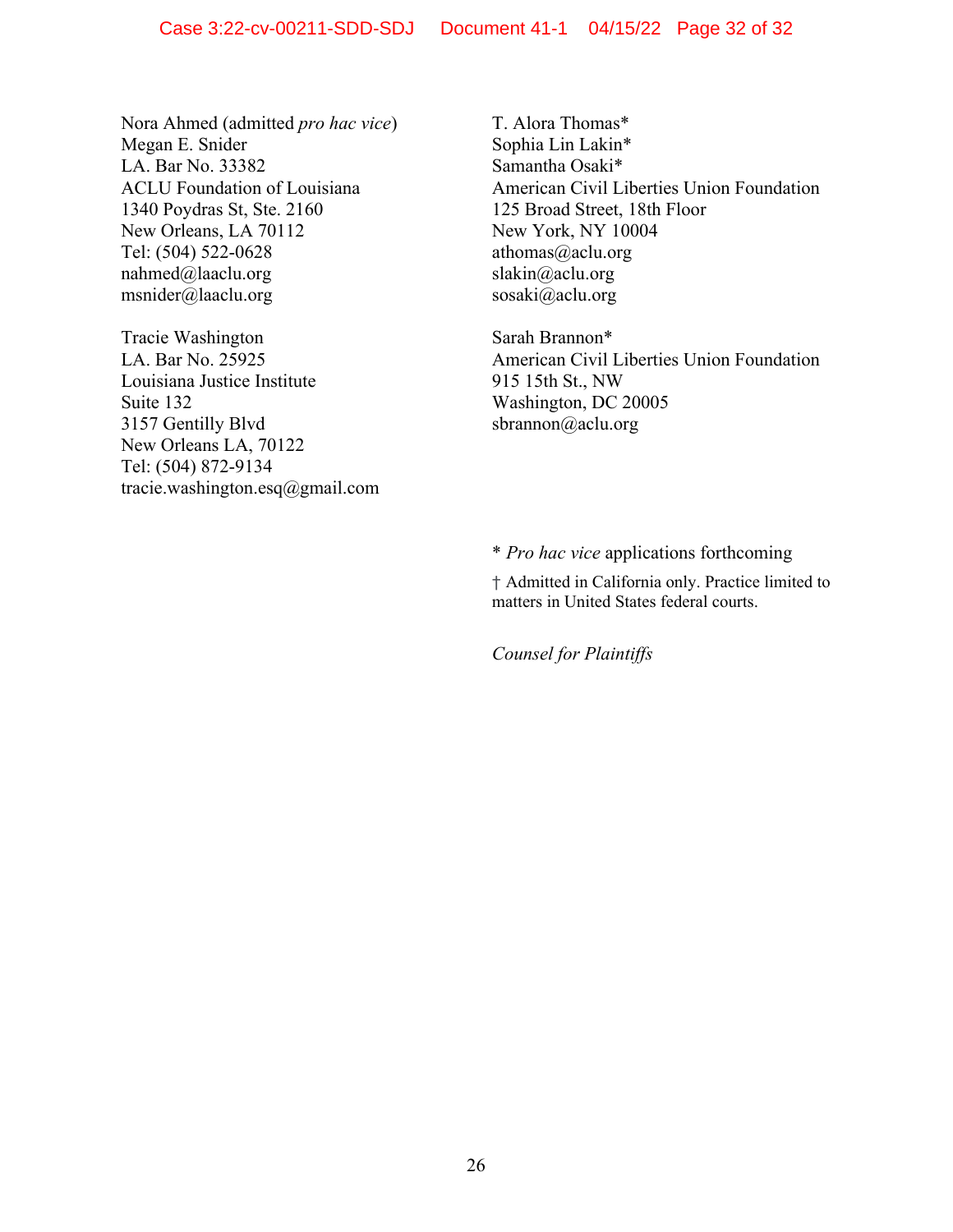Nora Ahmed (admitted *pro hac vice*)
Megan E. Snider
LA. Bar No. 33382
ACLU Foundation of Louisiana
1340 Poydras St, Ste. 2160
New Orleans, LA 70112
Tel: (504) 522-0628
nahmed@laaclu.org
msnider@laaclu.org

Tracie Washington
LA. Bar No. 25925
Louisiana Justice Institute
Suite 132
3157 Gentilly Blvd
New Orleans LA, 70122
Tel: (504) 872-9134
tracie.washington.esq@gmail.com

T. Alora Thomas*
Sophia Lin Lakin*
Samantha Osaki*
American Civil Liberties Union Foundation
125 Broad Street, 18th Floor
New York, NY 10004
athomas@aclu.org
slakin@aclu.org
sosaki@aclu.org

Sarah Brannon*
American Civil Liberties Union Foundation
915 15th St., NW
Washington, DC 20005
sbrannon@aclu.org

* *Pro hac vice* applications forthcoming

† Admitted in California only. Practice limited to matters in United States federal courts.

*Counsel for Plaintiffs*